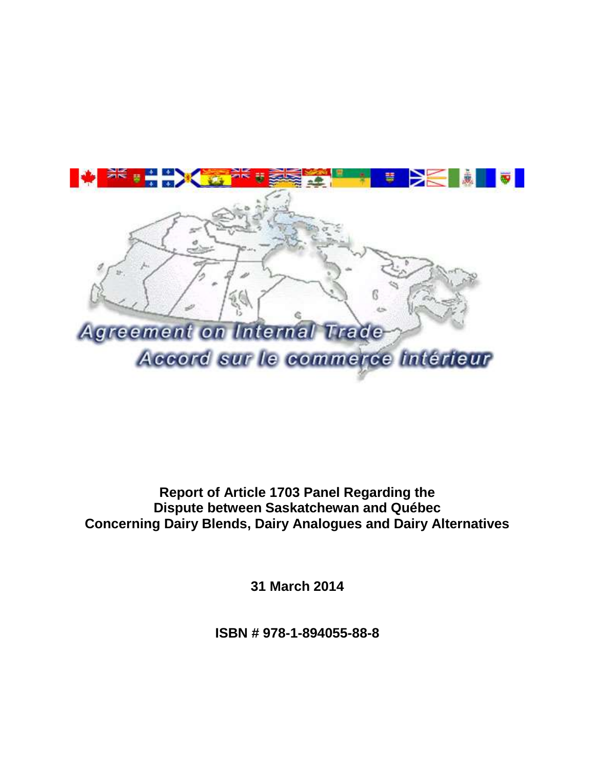Agreement on Internal Trade

Accord sur le commerce intérieur

# Report of Article 1703 Panel Regarding the Dispute between Saskatchewan and Québec Concerning Dairy Blends, Dairy Analogues and Dairy Alternatives

**31 March 2014**

**ISBN # 978-1-894055-88-8**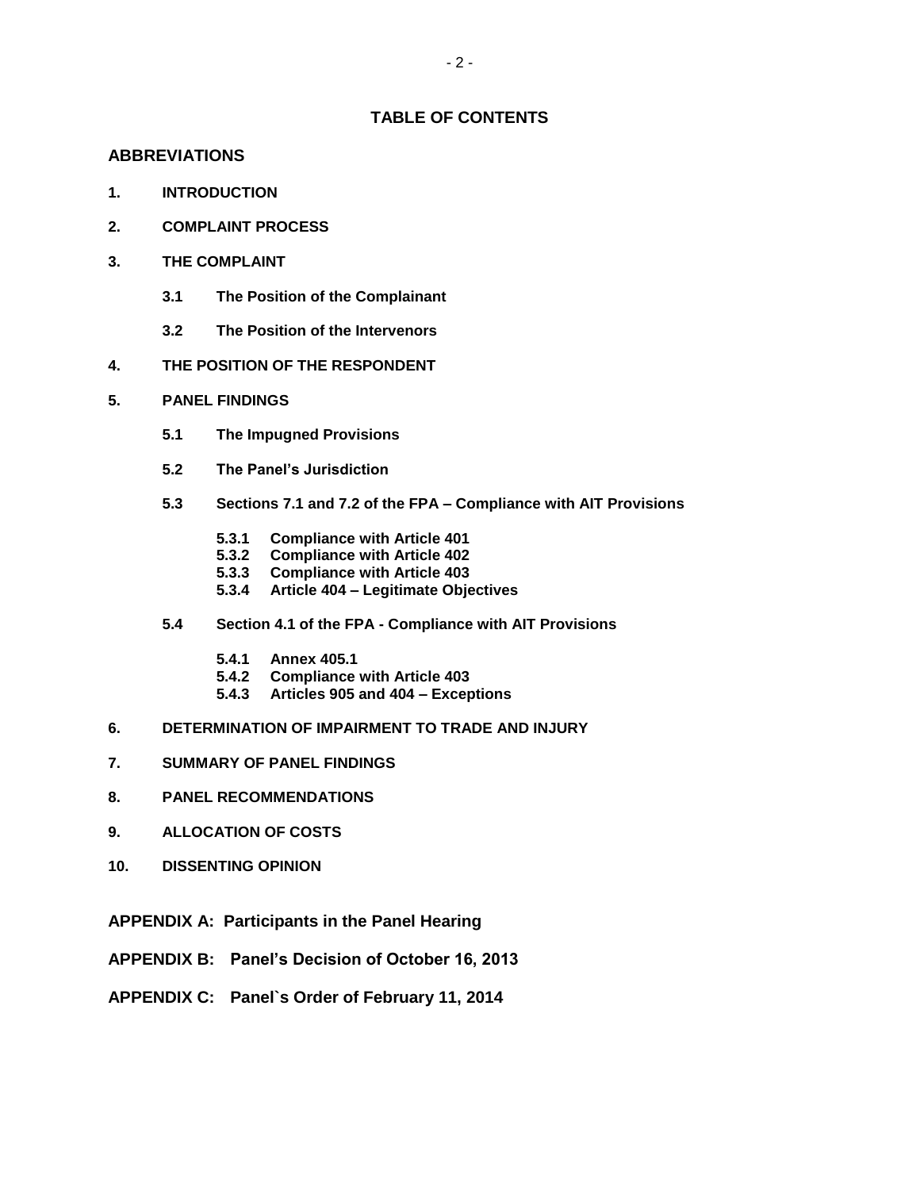## TABLE OF CONTENTS

**ABBREVIATIONS**

**1. INTRODUCTION**

**2. COMPLAINT PROCESS**

**3. THE COMPLAINT**

- **3.1 The Position of the Complainant**
- **3.2 The Position of the Intervenors**

**4. THE POSITION OF THE RESPONDENT**

**5. PANEL FINDINGS**

- **5.1 The Impugned Provisions**
- **5.2 The Panel's Jurisdiction**
- **5.3 Sections 7.1 and 7.2 of the FPA – Compliance with AIT Provisions**
  - **5.3.1 Compliance with Article 401**
  - **5.3.2 Compliance with Article 402**
  - **5.3.3 Compliance with Article 403**
  - **5.3.4 Article 404 – Legitimate Objectives**
- **5.4 Section 4.1 of the FPA - Compliance with AIT Provisions**
  - **5.4.1 Annex 405.1**
  - **5.4.2 Compliance with Article 403**
  - **5.4.3 Articles 905 and 404 – Exceptions**

**6. DETERMINATION OF IMPAIRMENT TO TRADE AND INJURY**

**7. SUMMARY OF PANEL FINDINGS**

**8. PANEL RECOMMENDATIONS**

**9. ALLOCATION OF COSTS**

**10. DISSENTING OPINION**

**APPENDIX A: Participants in the Panel Hearing**

**APPENDIX B: Panel's Decision of October 16, 2013**

**APPENDIX C: Panel`s Order of February 11, 2014**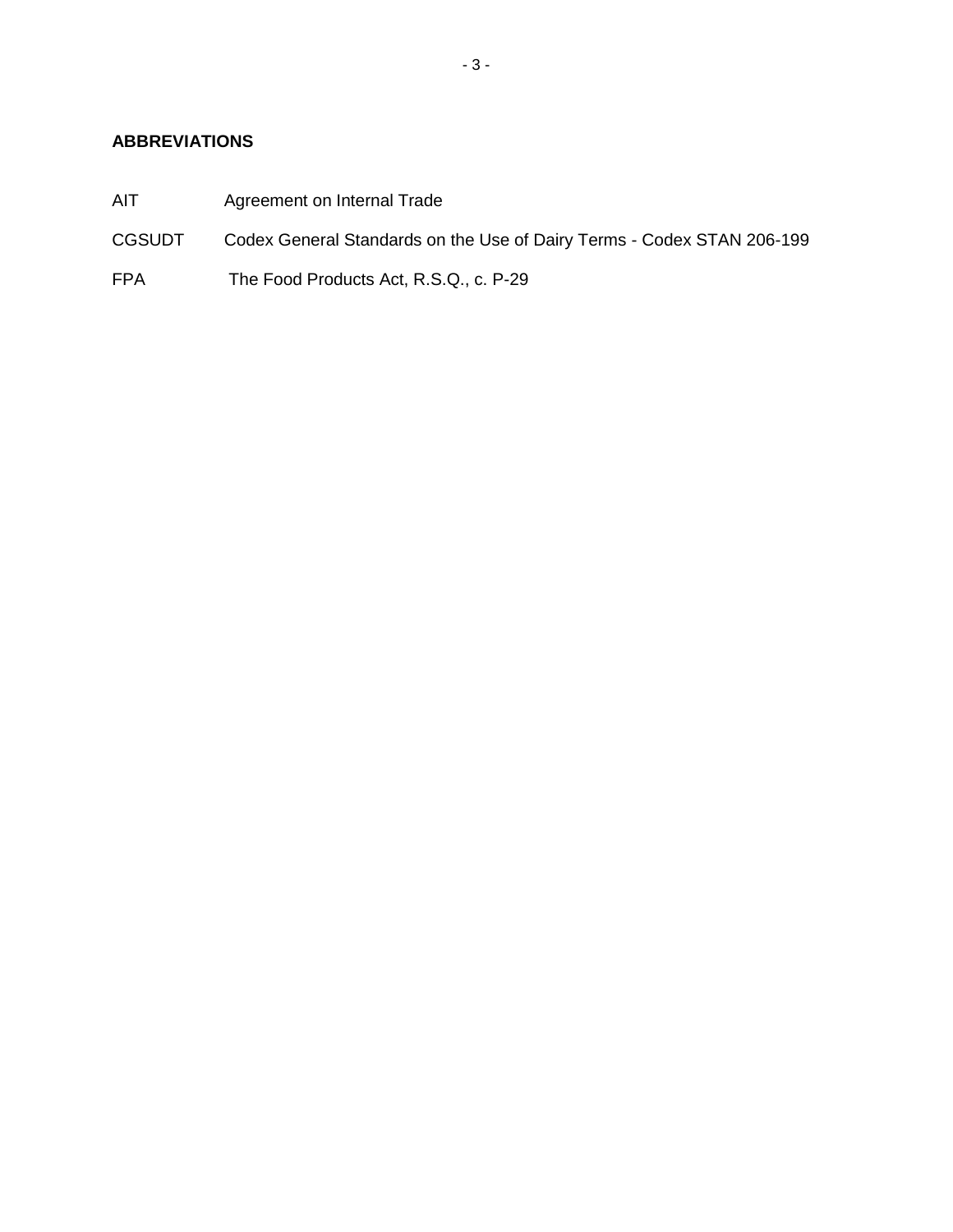**ABBREVIATIONS**

| | |
|---|---|
| AIT | Agreement on Internal Trade |
| CGSUDT | Codex General Standards on the Use of Dairy Terms - Codex STAN 206-199 |
| FPA | The Food Products Act, R.S.Q., c. P-29 |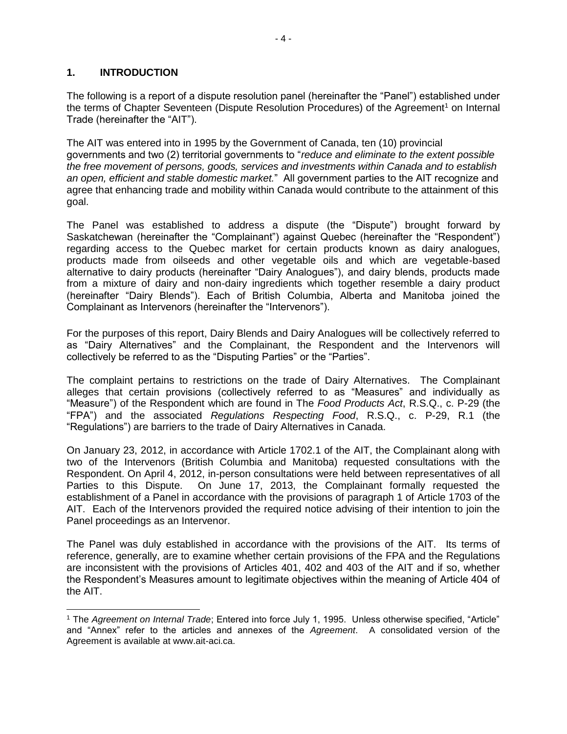## 1. INTRODUCTION

The following is a report of a dispute resolution panel (hereinafter the "Panel") established under the terms of Chapter Seventeen (Dispute Resolution Procedures) of the Agreement[1] on Internal Trade (hereinafter the "AIT").

The AIT was entered into in 1995 by the Government of Canada, ten (10) provincial governments and two (2) territorial governments to "*reduce and eliminate to the extent possible the free movement of persons, goods, services and investments within Canada and to establish an open, efficient and stable domestic market.*" All government parties to the AIT recognize and agree that enhancing trade and mobility within Canada would contribute to the attainment of this goal.

The Panel was established to address a dispute (the "Dispute") brought forward by Saskatchewan (hereinafter the "Complainant") against Quebec (hereinafter the "Respondent") regarding access to the Quebec market for certain products known as dairy analogues, products made from oilseeds and other vegetable oils and which are vegetable-based alternative to dairy products (hereinafter "Dairy Analogues"), and dairy blends, products made from a mixture of dairy and non-dairy ingredients which together resemble a dairy product (hereinafter "Dairy Blends"). Each of British Columbia, Alberta and Manitoba joined the Complainant as Intervenors (hereinafter the "Intervenors").

For the purposes of this report, Dairy Blends and Dairy Analogues will be collectively referred to as "Dairy Alternatives" and the Complainant, the Respondent and the Intervenors will collectively be referred to as the "Disputing Parties" or the "Parties".

The complaint pertains to restrictions on the trade of Dairy Alternatives. The Complainant alleges that certain provisions (collectively referred to as "Measures" and individually as "Measure") of the Respondent which are found in The *Food Products Act*, R.S.Q., c. P-29 (the "FPA") and the associated *Regulations Respecting Food*, R.S.Q., c. P-29, R.1 (the "Regulations") are barriers to the trade of Dairy Alternatives in Canada.

On January 23, 2012, in accordance with Article 1702.1 of the AIT, the Complainant along with two of the Intervenors (British Columbia and Manitoba) requested consultations with the Respondent. On April 4, 2012, in-person consultations were held between representatives of all Parties to this Dispute. On June 17, 2013, the Complainant formally requested the establishment of a Panel in accordance with the provisions of paragraph 1 of Article 1703 of the AIT. Each of the Intervenors provided the required notice advising of their intention to join the Panel proceedings as an Intervenor.

The Panel was duly established in accordance with the provisions of the AIT. Its terms of reference, generally, are to examine whether certain provisions of the FPA and the Regulations are inconsistent with the provisions of Articles 401, 402 and 403 of the AIT and if so, whether the Respondent's Measures amount to legitimate objectives within the meaning of Article 404 of the AIT.

---

[1] The *Agreement on Internal Trade*; Entered into force July 1, 1995. Unless otherwise specified, "Article" and "Annex" refer to the articles and annexes of the *Agreement*. A consolidated version of the Agreement is available at www.ait-aci.ca.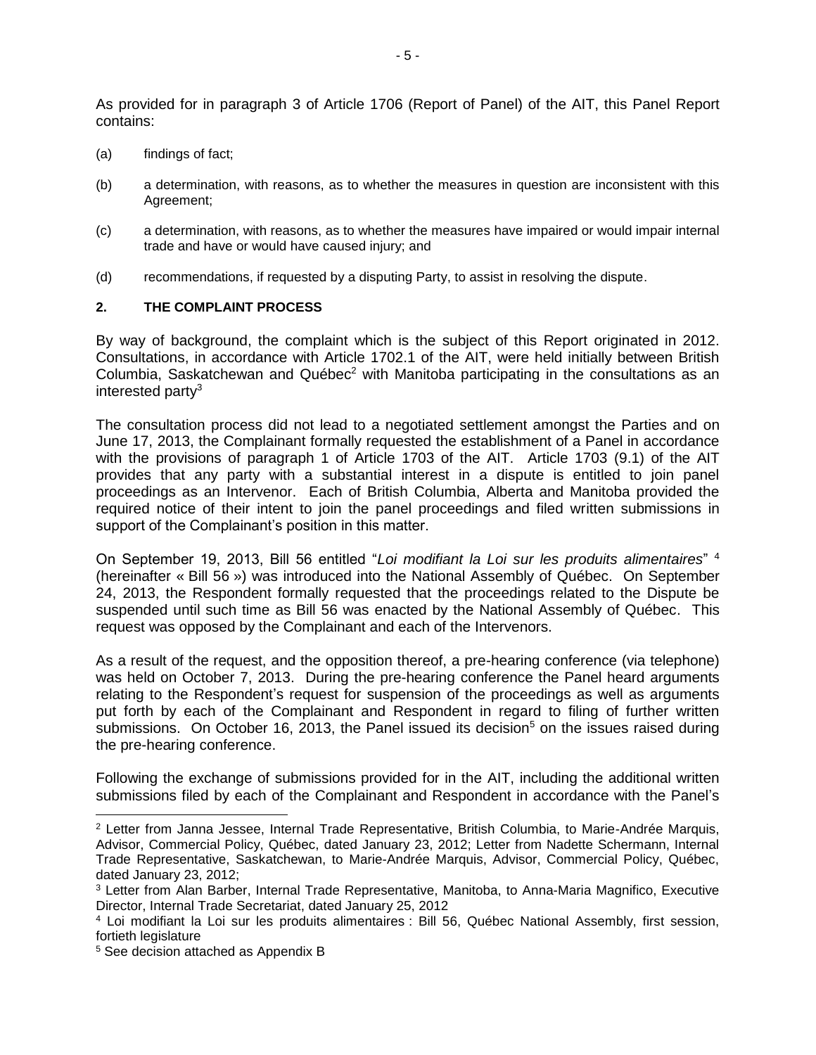As provided for in paragraph 3 of Article 1706 (Report of Panel) of the AIT, this Panel Report contains:

(a) findings of fact;

(b) a determination, with reasons, as to whether the measures in question are inconsistent with this Agreement;

(c) a determination, with reasons, as to whether the measures have impaired or would impair internal trade and have or would have caused injury; and

(d) recommendations, if requested by a disputing Party, to assist in resolving the dispute.

## 2. THE COMPLAINT PROCESS

By way of background, the complaint which is the subject of this Report originated in 2012. Consultations, in accordance with Article 1702.1 of the AIT, were held initially between British Columbia, Saskatchewan and Québec[2] with Manitoba participating in the consultations as an interested party[3]

The consultation process did not lead to a negotiated settlement amongst the Parties and on June 17, 2013, the Complainant formally requested the establishment of a Panel in accordance with the provisions of paragraph 1 of Article 1703 of the AIT. Article 1703 (9.1) of the AIT provides that any party with a substantial interest in a dispute is entitled to join panel proceedings as an Intervenor. Each of British Columbia, Alberta and Manitoba provided the required notice of their intent to join the panel proceedings and filed written submissions in support of the Complainant's position in this matter.

On September 19, 2013, Bill 56 entitled "*Loi modifiant la Loi sur les produits alimentaires*" [4] (hereinafter « Bill 56 ») was introduced into the National Assembly of Québec. On September 24, 2013, the Respondent formally requested that the proceedings related to the Dispute be suspended until such time as Bill 56 was enacted by the National Assembly of Québec. This request was opposed by the Complainant and each of the Intervenors.

As a result of the request, and the opposition thereof, a pre-hearing conference (via telephone) was held on October 7, 2013. During the pre-hearing conference the Panel heard arguments relating to the Respondent's request for suspension of the proceedings as well as arguments put forth by each of the Complainant and Respondent in regard to filing of further written submissions. On October 16, 2013, the Panel issued its decision[5] on the issues raised during the pre-hearing conference.

Following the exchange of submissions provided for in the AIT, including the additional written submissions filed by each of the Complainant and Respondent in accordance with the Panel's

---

[2] Letter from Janna Jessee, Internal Trade Representative, British Columbia, to Marie-Andrée Marquis, Advisor, Commercial Policy, Québec, dated January 23, 2012; Letter from Nadette Schermann, Internal Trade Representative, Saskatchewan, to Marie-Andrée Marquis, Advisor, Commercial Policy, Québec, dated January 23, 2012;

[3] Letter from Alan Barber, Internal Trade Representative, Manitoba, to Anna-Maria Magnifico, Executive Director, Internal Trade Secretariat, dated January 25, 2012

[4] Loi modifiant la Loi sur les produits alimentaires : Bill 56, Québec National Assembly, first session, fortieth legislature

[5] See decision attached as Appendix B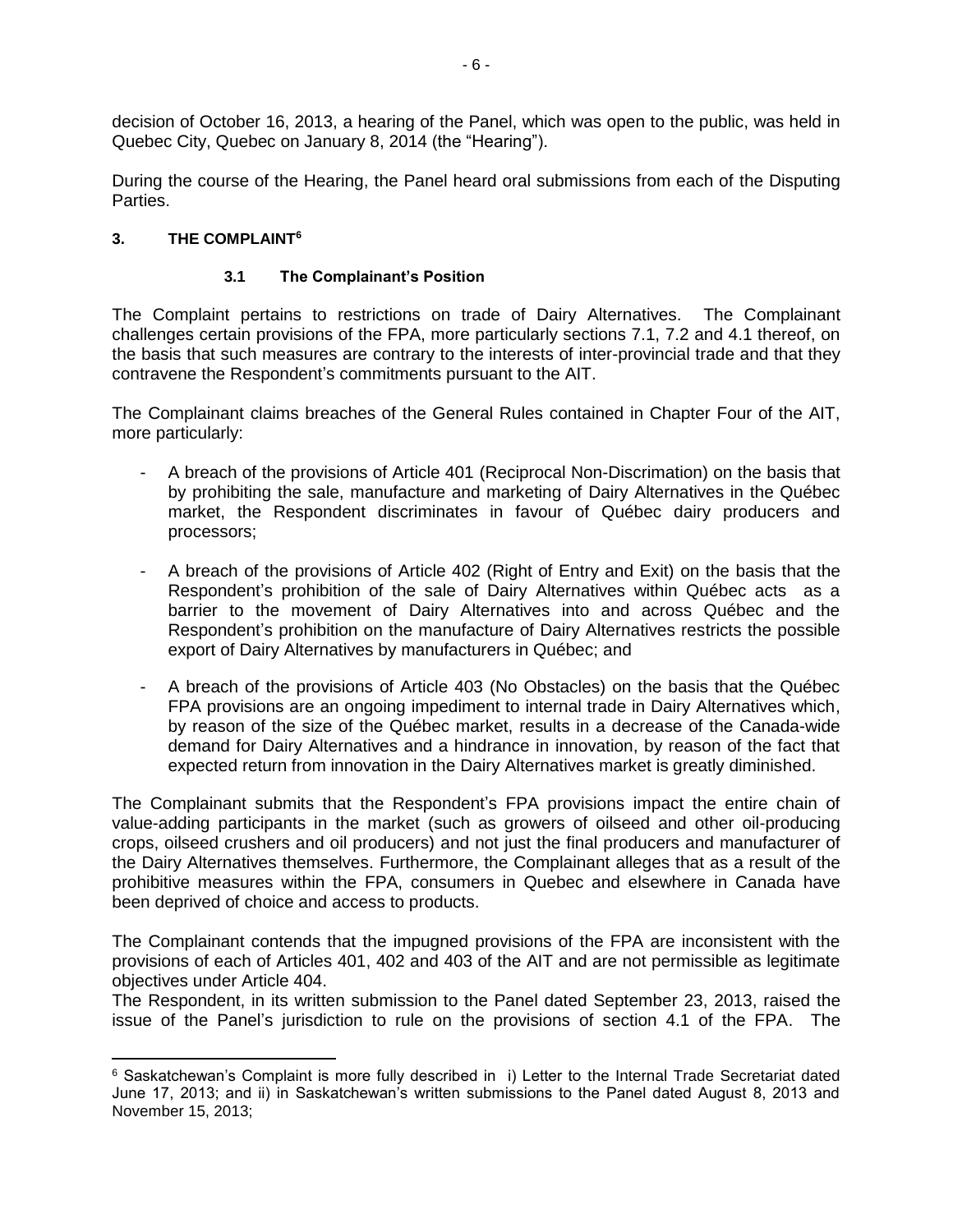decision of October 16, 2013, a hearing of the Panel, which was open to the public, was held in Quebec City, Quebec on January 8, 2014 (the "Hearing").

During the course of the Hearing, the Panel heard oral submissions from each of the Disputing Parties.

## 3. THE COMPLAINT[6]

### 3.1 The Complainant's Position

The Complaint pertains to restrictions on trade of Dairy Alternatives. The Complainant challenges certain provisions of the FPA, more particularly sections 7.1, 7.2 and 4.1 thereof, on the basis that such measures are contrary to the interests of inter-provincial trade and that they contravene the Respondent's commitments pursuant to the AIT.

The Complainant claims breaches of the General Rules contained in Chapter Four of the AIT, more particularly:

- A breach of the provisions of Article 401 (Reciprocal Non-Discrimation) on the basis that by prohibiting the sale, manufacture and marketing of Dairy Alternatives in the Québec market, the Respondent discriminates in favour of Québec dairy producers and processors;
- A breach of the provisions of Article 402 (Right of Entry and Exit) on the basis that the Respondent's prohibition of the sale of Dairy Alternatives within Québec acts as a barrier to the movement of Dairy Alternatives into and across Québec and the Respondent's prohibition on the manufacture of Dairy Alternatives restricts the possible export of Dairy Alternatives by manufacturers in Québec; and
- A breach of the provisions of Article 403 (No Obstacles) on the basis that the Québec FPA provisions are an ongoing impediment to internal trade in Dairy Alternatives which, by reason of the size of the Québec market, results in a decrease of the Canada-wide demand for Dairy Alternatives and a hindrance in innovation, by reason of the fact that expected return from innovation in the Dairy Alternatives market is greatly diminished.

The Complainant submits that the Respondent's FPA provisions impact the entire chain of value-adding participants in the market (such as growers of oilseed and other oil-producing crops, oilseed crushers and oil producers) and not just the final producers and manufacturer of the Dairy Alternatives themselves. Furthermore, the Complainant alleges that as a result of the prohibitive measures within the FPA, consumers in Quebec and elsewhere in Canada have been deprived of choice and access to products.

The Complainant contends that the impugned provisions of the FPA are inconsistent with the provisions of each of Articles 401, 402 and 403 of the AIT and are not permissible as legitimate objectives under Article 404.

The Respondent, in its written submission to the Panel dated September 23, 2013, raised the issue of the Panel's jurisdiction to rule on the provisions of section 4.1 of the FPA. The

---

[6] Saskatchewan's Complaint is more fully described in i) Letter to the Internal Trade Secretariat dated June 17, 2013; and ii) in Saskatchewan's written submissions to the Panel dated August 8, 2013 and November 15, 2013;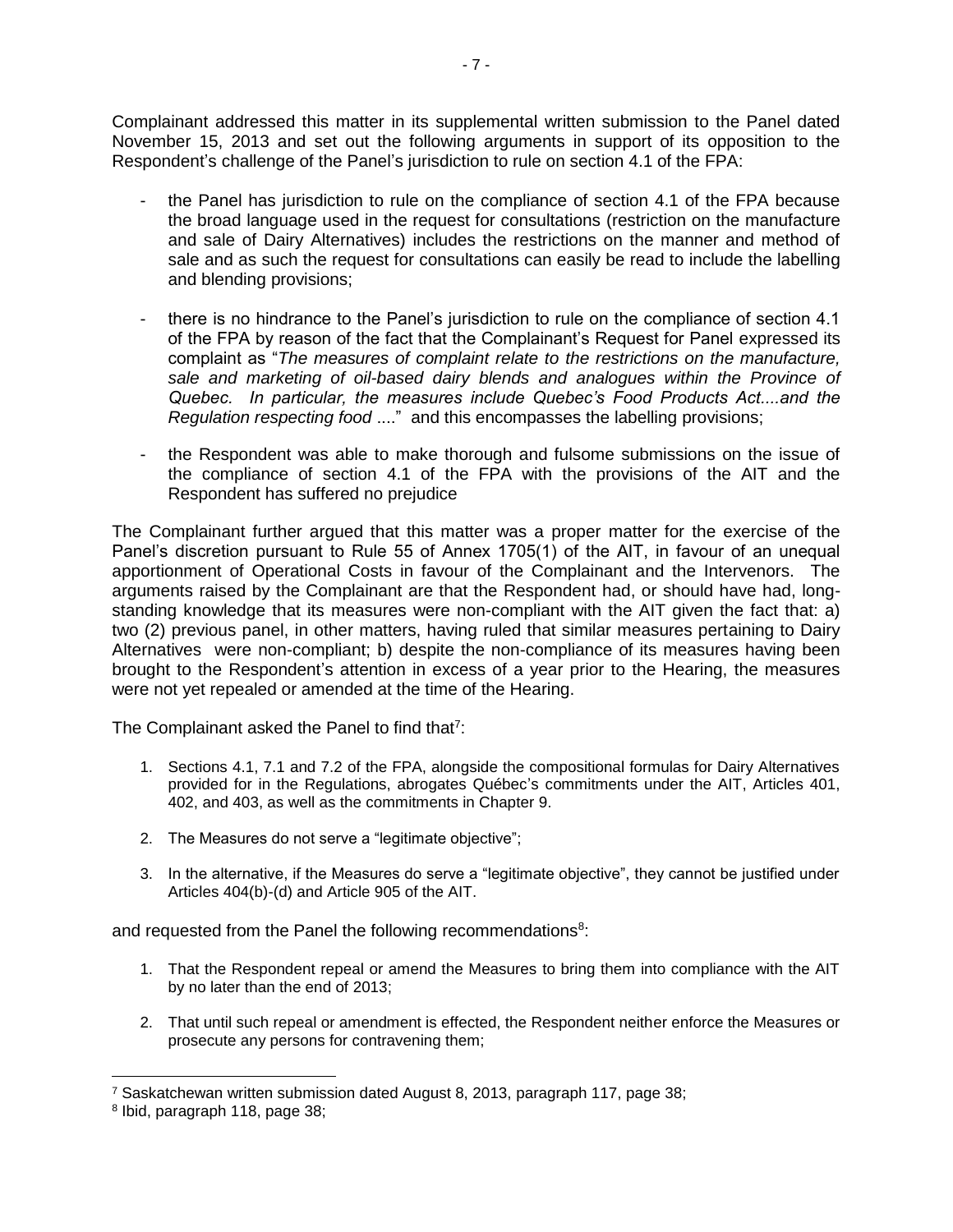Complainant addressed this matter in its supplemental written submission to the Panel dated November 15, 2013 and set out the following arguments in support of its opposition to the Respondent's challenge of the Panel's jurisdiction to rule on section 4.1 of the FPA:

- the Panel has jurisdiction to rule on the compliance of section 4.1 of the FPA because the broad language used in the request for consultations (restriction on the manufacture and sale of Dairy Alternatives) includes the restrictions on the manner and method of sale and as such the request for consultations can easily be read to include the labelling and blending provisions;

- there is no hindrance to the Panel's jurisdiction to rule on the compliance of section 4.1 of the FPA by reason of the fact that the Complainant's Request for Panel expressed its complaint as "*The measures of complaint relate to the restrictions on the manufacture, sale and marketing of oil-based dairy blends and analogues within the Province of Quebec. In particular, the measures include Quebec's Food Products Act....and the Regulation respecting food ....*" and this encompasses the labelling provisions;

- the Respondent was able to make thorough and fulsome submissions on the issue of the compliance of section 4.1 of the FPA with the provisions of the AIT and the Respondent has suffered no prejudice

The Complainant further argued that this matter was a proper matter for the exercise of the Panel's discretion pursuant to Rule 55 of Annex 1705(1) of the AIT, in favour of an unequal apportionment of Operational Costs in favour of the Complainant and the Intervenors. The arguments raised by the Complainant are that the Respondent had, or should have had, long-standing knowledge that its measures were non-compliant with the AIT given the fact that: a) two (2) previous panel, in other matters, having ruled that similar measures pertaining to Dairy Alternatives were non-compliant; b) despite the non-compliance of its measures having been brought to the Respondent's attention in excess of a year prior to the Hearing, the measures were not yet repealed or amended at the time of the Hearing.

The Complainant asked the Panel to find that[7]:

1. Sections 4.1, 7.1 and 7.2 of the FPA, alongside the compositional formulas for Dairy Alternatives provided for in the Regulations, abrogates Québec's commitments under the AIT, Articles 401, 402, and 403, as well as the commitments in Chapter 9.
2. The Measures do not serve a "legitimate objective";
3. In the alternative, if the Measures do serve a "legitimate objective", they cannot be justified under Articles 404(b)-(d) and Article 905 of the AIT.

and requested from the Panel the following recommendations[8]:

1. That the Respondent repeal or amend the Measures to bring them into compliance with the AIT by no later than the end of 2013;
2. That until such repeal or amendment is effected, the Respondent neither enforce the Measures or prosecute any persons for contravening them;

---

[7] Saskatchewan written submission dated August 8, 2013, paragraph 117, page 38;

[8] Ibid, paragraph 118, page 38;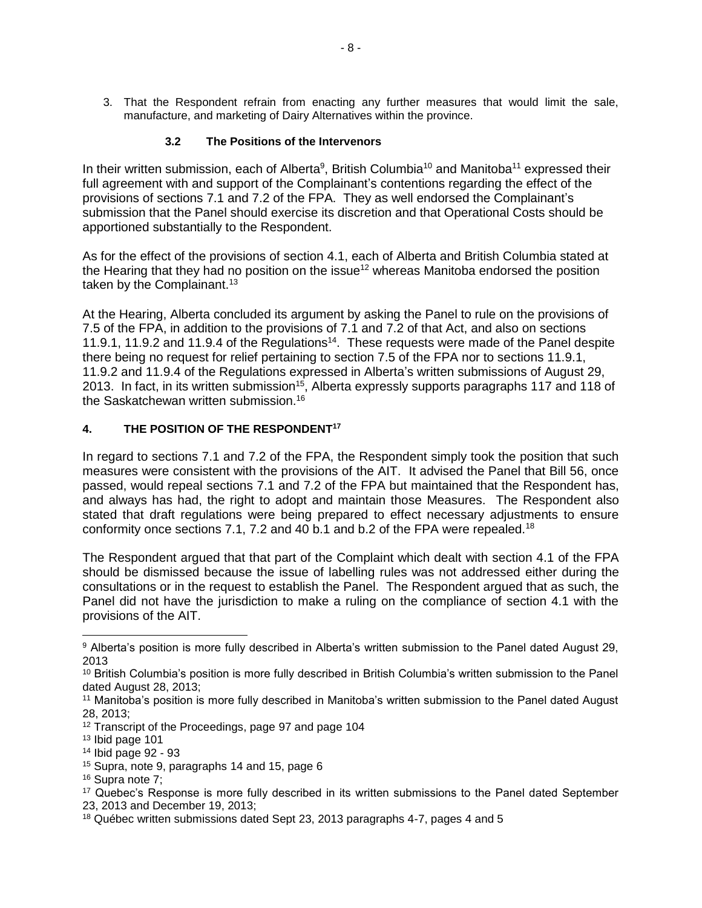3. That the Respondent refrain from enacting any further measures that would limit the sale, manufacture, and marketing of Dairy Alternatives within the province.

### 3.2 The Positions of the Intervenors

In their written submission, each of Alberta[9], British Columbia[10] and Manitoba[11] expressed their full agreement with and support of the Complainant's contentions regarding the effect of the provisions of sections 7.1 and 7.2 of the FPA. They as well endorsed the Complainant's submission that the Panel should exercise its discretion and that Operational Costs should be apportioned substantially to the Respondent.

As for the effect of the provisions of section 4.1, each of Alberta and British Columbia stated at the Hearing that they had no position on the issue[12] whereas Manitoba endorsed the position taken by the Complainant.[13]

At the Hearing, Alberta concluded its argument by asking the Panel to rule on the provisions of 7.5 of the FPA, in addition to the provisions of 7.1 and 7.2 of that Act, and also on sections 11.9.1, 11.9.2 and 11.9.4 of the Regulations[14]. These requests were made of the Panel despite there being no request for relief pertaining to section 7.5 of the FPA nor to sections 11.9.1, 11.9.2 and 11.9.4 of the Regulations expressed in Alberta's written submissions of August 29, 2013. In fact, in its written submission[15], Alberta expressly supports paragraphs 117 and 118 of the Saskatchewan written submission.[16]

## 4. THE POSITION OF THE RESPONDENT[17]

In regard to sections 7.1 and 7.2 of the FPA, the Respondent simply took the position that such measures were consistent with the provisions of the AIT. It advised the Panel that Bill 56, once passed, would repeal sections 7.1 and 7.2 of the FPA but maintained that the Respondent has, and always has had, the right to adopt and maintain those Measures. The Respondent also stated that draft regulations were being prepared to effect necessary adjustments to ensure conformity once sections 7.1, 7.2 and 40 b.1 and b.2 of the FPA were repealed.[18]

The Respondent argued that that part of the Complaint which dealt with section 4.1 of the FPA should be dismissed because the issue of labelling rules was not addressed either during the consultations or in the request to establish the Panel. The Respondent argued that as such, the Panel did not have the jurisdiction to make a ruling on the compliance of section 4.1 with the provisions of the AIT.

---

[9] Alberta's position is more fully described in Alberta's written submission to the Panel dated August 29, 2013

[10] British Columbia's position is more fully described in British Columbia's written submission to the Panel dated August 28, 2013;

[11] Manitoba's position is more fully described in Manitoba's written submission to the Panel dated August 28, 2013;

[12] Transcript of the Proceedings, page 97 and page 104

[13] Ibid page 101

[14] Ibid page 92 - 93

[15] Supra, note 9, paragraphs 14 and 15, page 6

[16] Supra note 7;

[17] Quebec's Response is more fully described in its written submissions to the Panel dated September 23, 2013 and December 19, 2013;

[18] Québec written submissions dated Sept 23, 2013 paragraphs 4-7, pages 4 and 5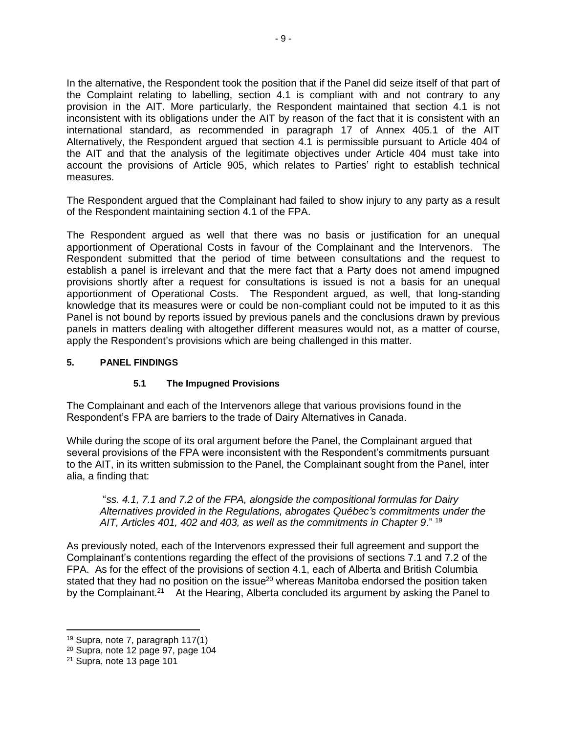In the alternative, the Respondent took the position that if the Panel did seize itself of that part of the Complaint relating to labelling, section 4.1 is compliant with and not contrary to any provision in the AIT. More particularly, the Respondent maintained that section 4.1 is not inconsistent with its obligations under the AIT by reason of the fact that it is consistent with an international standard, as recommended in paragraph 17 of Annex 405.1 of the AIT Alternatively, the Respondent argued that section 4.1 is permissible pursuant to Article 404 of the AIT and that the analysis of the legitimate objectives under Article 404 must take into account the provisions of Article 905, which relates to Parties' right to establish technical measures.

The Respondent argued that the Complainant had failed to show injury to any party as a result of the Respondent maintaining section 4.1 of the FPA.

The Respondent argued as well that there was no basis or justification for an unequal apportionment of Operational Costs in favour of the Complainant and the Intervenors. The Respondent submitted that the period of time between consultations and the request to establish a panel is irrelevant and that the mere fact that a Party does not amend impugned provisions shortly after a request for consultations is issued is not a basis for an unequal apportionment of Operational Costs. The Respondent argued, as well, that long-standing knowledge that its measures were or could be non-compliant could not be imputed to it as this Panel is not bound by reports issued by previous panels and the conclusions drawn by previous panels in matters dealing with altogether different measures would not, as a matter of course, apply the Respondent's provisions which are being challenged in this matter.

## 5. PANEL FINDINGS

### 5.1 The Impugned Provisions

The Complainant and each of the Intervenors allege that various provisions found in the Respondent's FPA are barriers to the trade of Dairy Alternatives in Canada.

While during the scope of its oral argument before the Panel, the Complainant argued that several provisions of the FPA were inconsistent with the Respondent's commitments pursuant to the AIT, in its written submission to the Panel, the Complainant sought from the Panel, inter alia, a finding that:

> "*ss. 4.1, 7.1 and 7.2 of the FPA, alongside the compositional formulas for Dairy Alternatives provided in the Regulations, abrogates Québec's commitments under the AIT, Articles 401, 402 and 403, as well as the commitments in Chapter 9*." [19]

As previously noted, each of the Intervenors expressed their full agreement and support the Complainant's contentions regarding the effect of the provisions of sections 7.1 and 7.2 of the FPA. As for the effect of the provisions of section 4.1, each of Alberta and British Columbia stated that they had no position on the issue[20] whereas Manitoba endorsed the position taken by the Complainant.[21] At the Hearing, Alberta concluded its argument by asking the Panel to

---

[19] Supra, note 7, paragraph 117(1)

[20] Supra, note 12 page 97, page 104

[21] Supra, note 13 page 101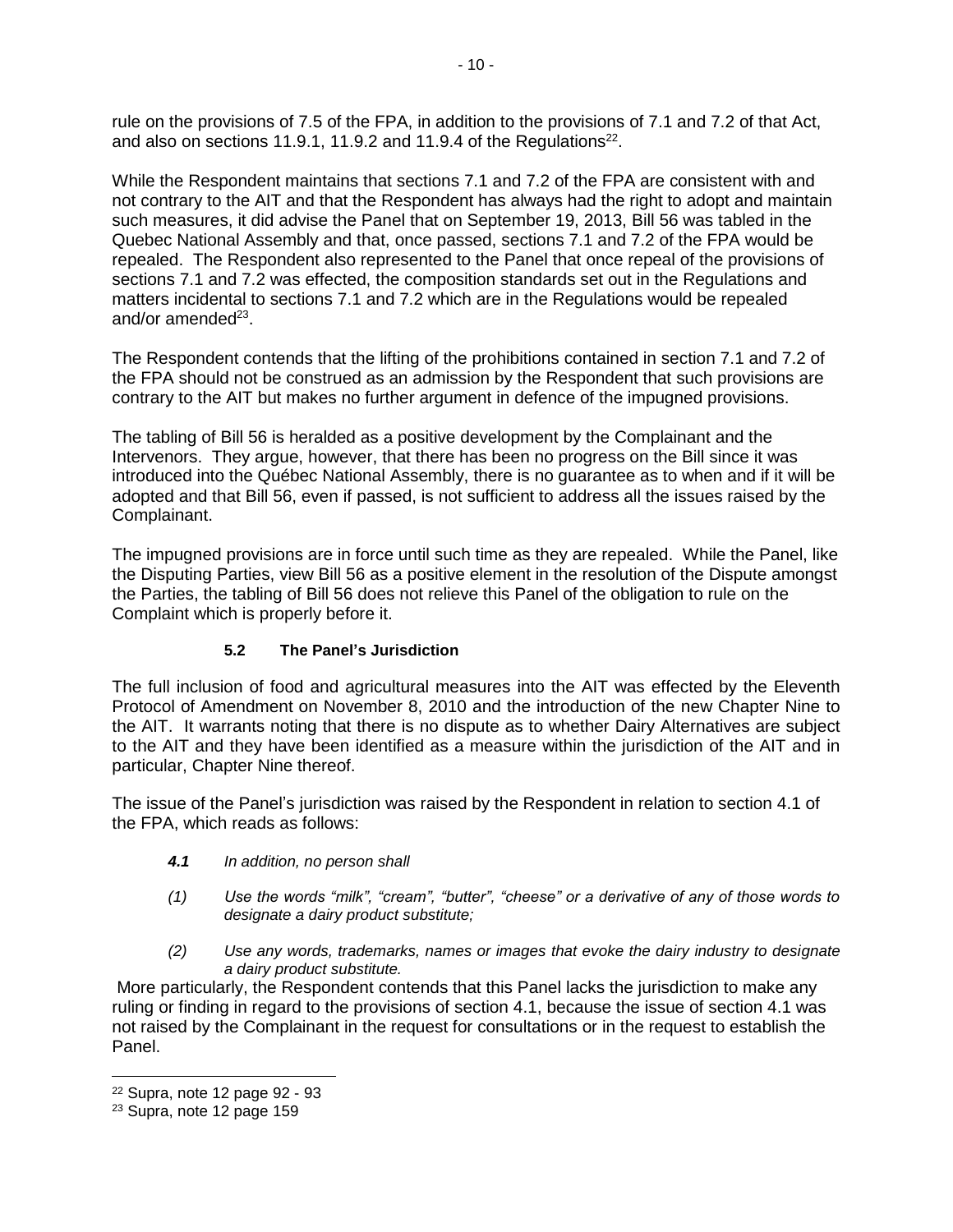rule on the provisions of 7.5 of the FPA, in addition to the provisions of 7.1 and 7.2 of that Act, and also on sections 11.9.1, 11.9.2 and 11.9.4 of the Regulations[22].

While the Respondent maintains that sections 7.1 and 7.2 of the FPA are consistent with and not contrary to the AIT and that the Respondent has always had the right to adopt and maintain such measures, it did advise the Panel that on September 19, 2013, Bill 56 was tabled in the Quebec National Assembly and that, once passed, sections 7.1 and 7.2 of the FPA would be repealed. The Respondent also represented to the Panel that once repeal of the provisions of sections 7.1 and 7.2 was effected, the composition standards set out in the Regulations and matters incidental to sections 7.1 and 7.2 which are in the Regulations would be repealed and/or amended[23].

The Respondent contends that the lifting of the prohibitions contained in section 7.1 and 7.2 of the FPA should not be construed as an admission by the Respondent that such provisions are contrary to the AIT but makes no further argument in defence of the impugned provisions.

The tabling of Bill 56 is heralded as a positive development by the Complainant and the Intervenors. They argue, however, that there has been no progress on the Bill since it was introduced into the Québec National Assembly, there is no guarantee as to when and if it will be adopted and that Bill 56, even if passed, is not sufficient to address all the issues raised by the Complainant.

The impugned provisions are in force until such time as they are repealed. While the Panel, like the Disputing Parties, view Bill 56 as a positive element in the resolution of the Dispute amongst the Parties, the tabling of Bill 56 does not relieve this Panel of the obligation to rule on the Complaint which is properly before it.

### 5.2 The Panel's Jurisdiction

The full inclusion of food and agricultural measures into the AIT was effected by the Eleventh Protocol of Amendment on November 8, 2010 and the introduction of the new Chapter Nine to the AIT. It warrants noting that there is no dispute as to whether Dairy Alternatives are subject to the AIT and they have been identified as a measure within the jurisdiction of the AIT and in particular, Chapter Nine thereof.

The issue of the Panel's jurisdiction was raised by the Respondent in relation to section 4.1 of the FPA, which reads as follows:

> ***4.1*** *In addition, no person shall*
>
> *(1) Use the words "milk", "cream", "butter", "cheese" or a derivative of any of those words to designate a dairy product substitute;*
>
> *(2) Use any words, trademarks, names or images that evoke the dairy industry to designate a dairy product substitute.*

More particularly, the Respondent contends that this Panel lacks the jurisdiction to make any ruling or finding in regard to the provisions of section 4.1, because the issue of section 4.1 was not raised by the Complainant in the request for consultations or in the request to establish the Panel.

---

[22] Supra, note 12 page 92 - 93

[23] Supra, note 12 page 159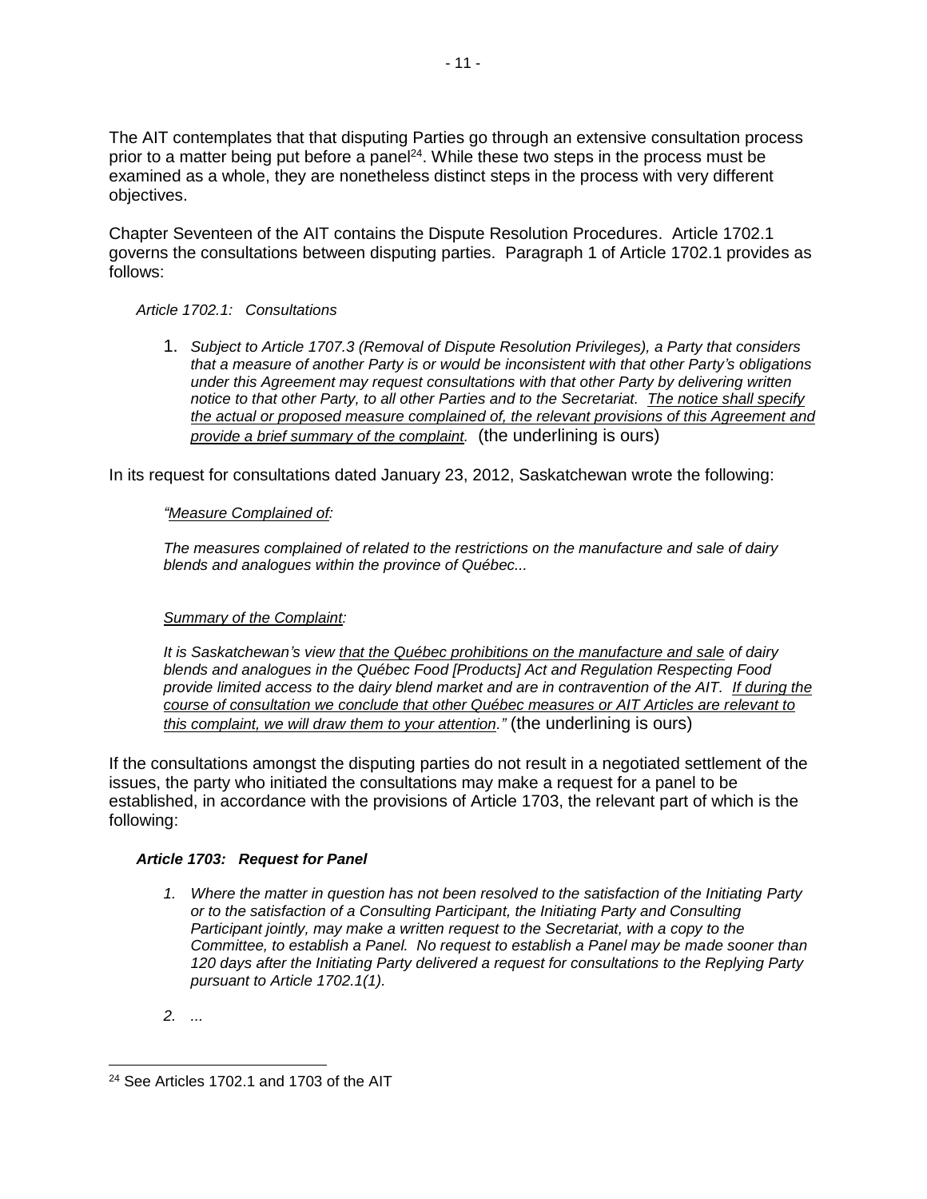The AIT contemplates that that disputing Parties go through an extensive consultation process prior to a matter being put before a panel[24]. While these two steps in the process must be examined as a whole, they are nonetheless distinct steps in the process with very different objectives.

Chapter Seventeen of the AIT contains the Dispute Resolution Procedures. Article 1702.1 governs the consultations between disputing parties. Paragraph 1 of Article 1702.1 provides as follows:

> *Article 1702.1: Consultations*
>
> 1. *Subject to Article 1707.3 (Removal of Dispute Resolution Privileges), a Party that considers that a measure of another Party is or would be inconsistent with that other Party's obligations under this Agreement may request consultations with that other Party by delivering written notice to that other Party, to all other Parties and to the Secretariat. <u>The notice shall specify the actual or proposed measure complained of, the relevant provisions of this Agreement and provide a brief summary of the complaint</u>.* (the underlining is ours)

In its request for consultations dated January 23, 2012, Saskatchewan wrote the following:

> *"<u>Measure Complained of</u>:*
>
> *The measures complained of related to the restrictions on the manufacture and sale of dairy blends and analogues within the province of Québec...*
>
> *<u>Summary of the Complaint</u>:*
>
> *It is Saskatchewan's view <u>that the Québec prohibitions on the manufacture and sale</u> of dairy blends and analogues in the Québec Food [Products] Act and Regulation Respecting Food provide limited access to the dairy blend market and are in contravention of the AIT. <u>If during the course of consultation we conclude that other Québec measures or AIT Articles are relevant to this complaint, we will draw them to your attention</u>."* (the underlining is ours)

If the consultations amongst the disputing parties do not result in a negotiated settlement of the issues, the party who initiated the consultations may make a request for a panel to be established, in accordance with the provisions of Article 1703, the relevant part of which is the following:

> ***Article 1703: Request for Panel***
>
> 1. *Where the matter in question has not been resolved to the satisfaction of the Initiating Party or to the satisfaction of a Consulting Participant, the Initiating Party and Consulting Participant jointly, may make a written request to the Secretariat, with a copy to the Committee, to establish a Panel. No request to establish a Panel may be made sooner than 120 days after the Initiating Party delivered a request for consultations to the Replying Party pursuant to Article 1702.1(1).*
>
> 2. *...*

---

[24] See Articles 1702.1 and 1703 of the AIT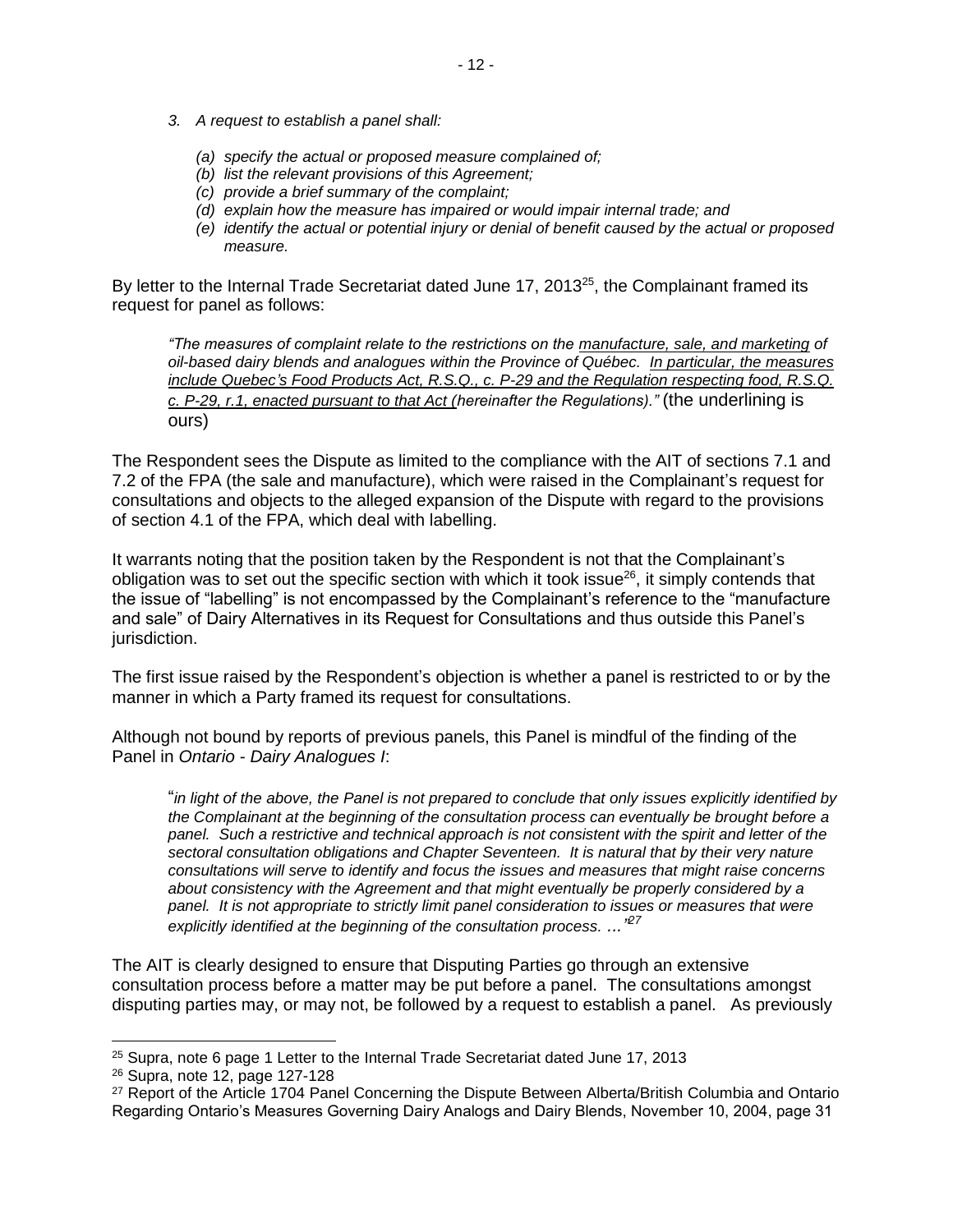*3. A request to establish a panel shall:*

*(a) specify the actual or proposed measure complained of;*
*(b) list the relevant provisions of this Agreement;*
*(c) provide a brief summary of the complaint;*
*(d) explain how the measure has impaired or would impair internal trade; and*
*(e) identify the actual or potential injury or denial of benefit caused by the actual or proposed measure.*

By letter to the Internal Trade Secretariat dated June 17, 2013[25], the Complainant framed its request for panel as follows:

> *"The measures of complaint relate to the restrictions on the <u>manufacture, sale, and marketing</u> of oil-based dairy blends and analogues within the Province of Québec. <u>In particular, the measures include Quebec's Food Products Act, R.S.Q., c. P-29 and the Regulation respecting food, R.S.Q. c. P-29, r.1, enacted pursuant to that Act (</u>hereinafter the Regulations)."* (the underlining is ours)

The Respondent sees the Dispute as limited to the compliance with the AIT of sections 7.1 and 7.2 of the FPA (the sale and manufacture), which were raised in the Complainant's request for consultations and objects to the alleged expansion of the Dispute with regard to the provisions of section 4.1 of the FPA, which deal with labelling.

It warrants noting that the position taken by the Respondent is not that the Complainant's obligation was to set out the specific section with which it took issue[26], it simply contends that the issue of "labelling" is not encompassed by the Complainant's reference to the "manufacture and sale" of Dairy Alternatives in its Request for Consultations and thus outside this Panel's jurisdiction.

The first issue raised by the Respondent's objection is whether a panel is restricted to or by the manner in which a Party framed its request for consultations.

Although not bound by reports of previous panels, this Panel is mindful of the finding of the Panel in *Ontario - Dairy Analogues I*:

> "*in light of the above, the Panel is not prepared to conclude that only issues explicitly identified by the Complainant at the beginning of the consultation process can eventually be brought before a panel. Such a restrictive and technical approach is not consistent with the spirit and letter of the sectoral consultation obligations and Chapter Seventeen. It is natural that by their very nature consultations will serve to identify and focus the issues and measures that might raise concerns about consistency with the Agreement and that might eventually be properly considered by a panel. It is not appropriate to strictly limit panel consideration to issues or measures that were explicitly identified at the beginning of the consultation process. …"*[27]

The AIT is clearly designed to ensure that Disputing Parties go through an extensive consultation process before a matter may be put before a panel. The consultations amongst disputing parties may, or may not, be followed by a request to establish a panel. As previously

---

[25] Supra, note 6 page 1 Letter to the Internal Trade Secretariat dated June 17, 2013

[26] Supra, note 12, page 127-128

[27] Report of the Article 1704 Panel Concerning the Dispute Between Alberta/British Columbia and Ontario Regarding Ontario's Measures Governing Dairy Analogs and Dairy Blends, November 10, 2004, page 31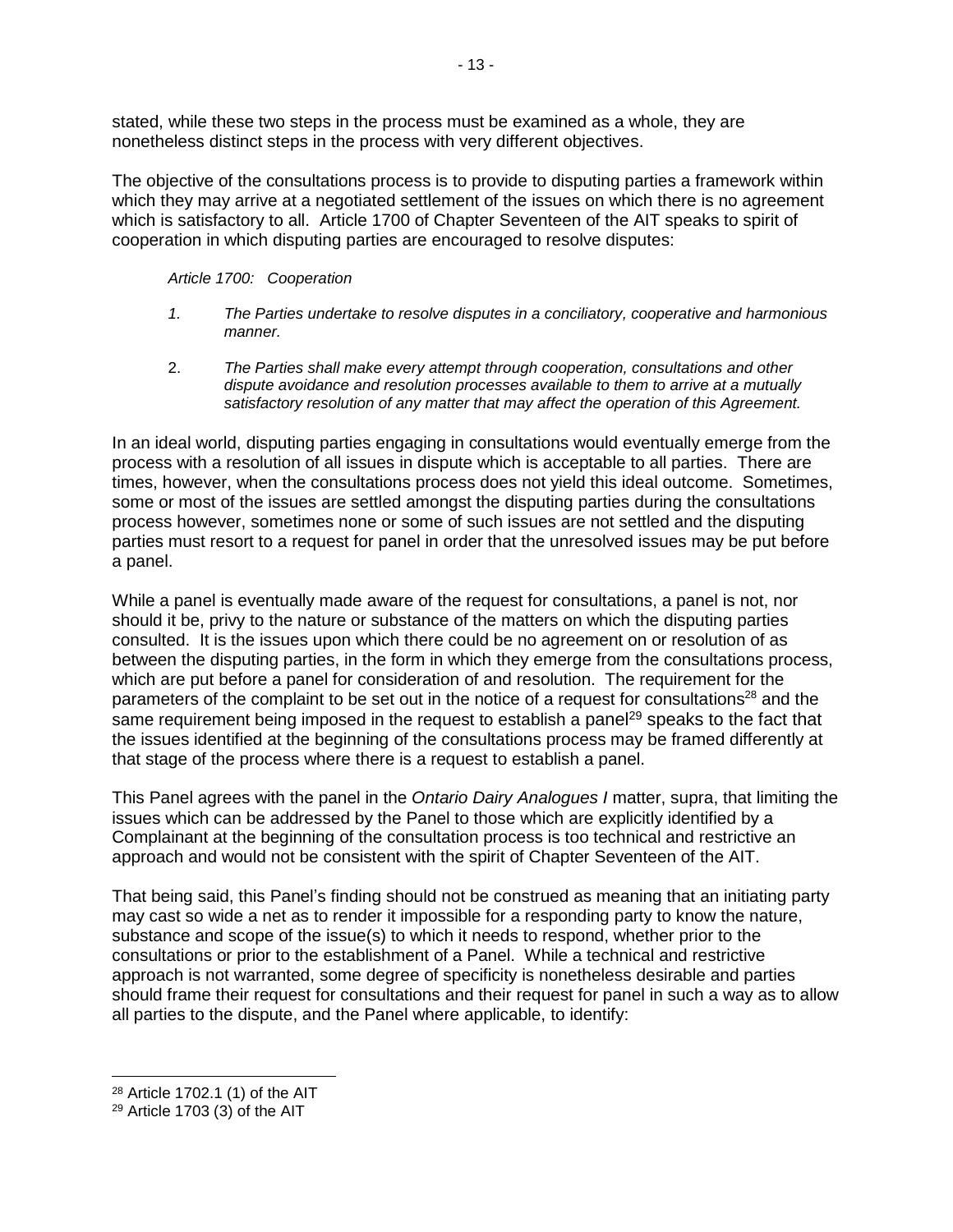stated, while these two steps in the process must be examined as a whole, they are nonetheless distinct steps in the process with very different objectives.

The objective of the consultations process is to provide to disputing parties a framework within which they may arrive at a negotiated settlement of the issues on which there is no agreement which is satisfactory to all. Article 1700 of Chapter Seventeen of the AIT speaks to spirit of cooperation in which disputing parties are encouraged to resolve disputes:

> *Article 1700: Cooperation*
>
> *1. The Parties undertake to resolve disputes in a conciliatory, cooperative and harmonious manner.*
>
> 2. *The Parties shall make every attempt through cooperation, consultations and other dispute avoidance and resolution processes available to them to arrive at a mutually satisfactory resolution of any matter that may affect the operation of this Agreement.*

In an ideal world, disputing parties engaging in consultations would eventually emerge from the process with a resolution of all issues in dispute which is acceptable to all parties. There are times, however, when the consultations process does not yield this ideal outcome. Sometimes, some or most of the issues are settled amongst the disputing parties during the consultations process however, sometimes none or some of such issues are not settled and the disputing parties must resort to a request for panel in order that the unresolved issues may be put before a panel.

While a panel is eventually made aware of the request for consultations, a panel is not, nor should it be, privy to the nature or substance of the matters on which the disputing parties consulted. It is the issues upon which there could be no agreement on or resolution of as between the disputing parties, in the form in which they emerge from the consultations process, which are put before a panel for consideration of and resolution. The requirement for the parameters of the complaint to be set out in the notice of a request for consultations[28] and the same requirement being imposed in the request to establish a panel[29] speaks to the fact that the issues identified at the beginning of the consultations process may be framed differently at that stage of the process where there is a request to establish a panel.

This Panel agrees with the panel in the *Ontario Dairy Analogues I* matter, supra, that limiting the issues which can be addressed by the Panel to those which are explicitly identified by a Complainant at the beginning of the consultation process is too technical and restrictive an approach and would not be consistent with the spirit of Chapter Seventeen of the AIT.

That being said, this Panel's finding should not be construed as meaning that an initiating party may cast so wide a net as to render it impossible for a responding party to know the nature, substance and scope of the issue(s) to which it needs to respond, whether prior to the consultations or prior to the establishment of a Panel. While a technical and restrictive approach is not warranted, some degree of specificity is nonetheless desirable and parties should frame their request for consultations and their request for panel in such a way as to allow all parties to the dispute, and the Panel where applicable, to identify:

---

[28] Article 1702.1 (1) of the AIT

[29] Article 1703 (3) of the AIT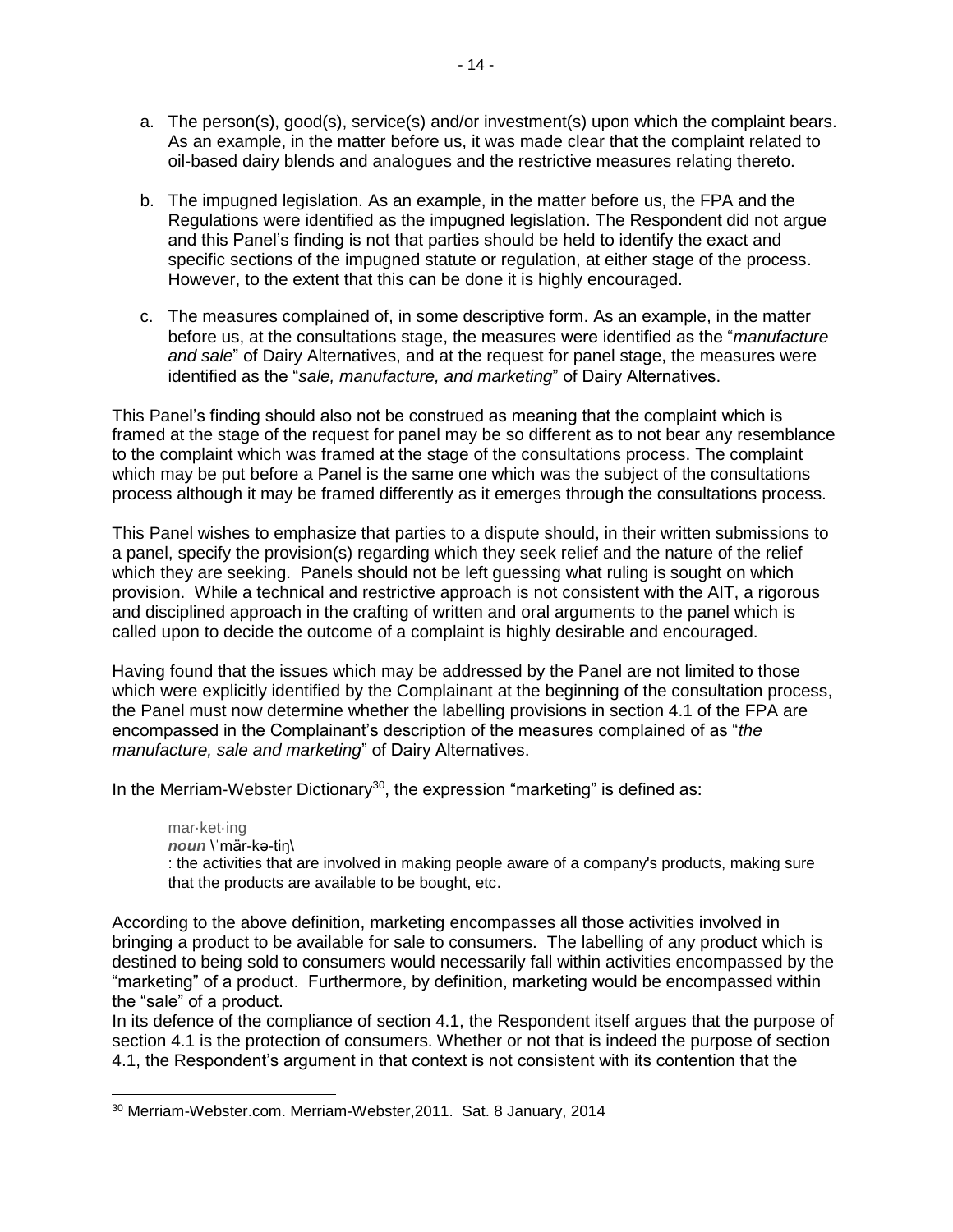a. The person(s), good(s), service(s) and/or investment(s) upon which the complaint bears. As an example, in the matter before us, it was made clear that the complaint related to oil-based dairy blends and analogues and the restrictive measures relating thereto.

b. The impugned legislation. As an example, in the matter before us, the FPA and the Regulations were identified as the impugned legislation. The Respondent did not argue and this Panel's finding is not that parties should be held to identify the exact and specific sections of the impugned statute or regulation, at either stage of the process. However, to the extent that this can be done it is highly encouraged.

c. The measures complained of, in some descriptive form. As an example, in the matter before us, at the consultations stage, the measures were identified as the "*manufacture and sale*" of Dairy Alternatives, and at the request for panel stage, the measures were identified as the "*sale, manufacture, and marketing*" of Dairy Alternatives.

This Panel's finding should also not be construed as meaning that the complaint which is framed at the stage of the request for panel may be so different as to not bear any resemblance to the complaint which was framed at the stage of the consultations process. The complaint which may be put before a Panel is the same one which was the subject of the consultations process although it may be framed differently as it emerges through the consultations process.

This Panel wishes to emphasize that parties to a dispute should, in their written submissions to a panel, specify the provision(s) regarding which they seek relief and the nature of the relief which they are seeking. Panels should not be left guessing what ruling is sought on which provision. While a technical and restrictive approach is not consistent with the AIT, a rigorous and disciplined approach in the crafting of written and oral arguments to the panel which is called upon to decide the outcome of a complaint is highly desirable and encouraged.

Having found that the issues which may be addressed by the Panel are not limited to those which were explicitly identified by the Complainant at the beginning of the consultation process, the Panel must now determine whether the labelling provisions in section 4.1 of the FPA are encompassed in the Complainant's description of the measures complained of as "*the manufacture, sale and marketing*" of Dairy Alternatives.

In the Merriam-Webster Dictionary[30], the expression "marketing" is defined as:

> mar·ket·ing
> ***noun*** \ˈmär-kə-tiŋ\
> : the activities that are involved in making people aware of a company's products, making sure that the products are available to be bought, etc.

According to the above definition, marketing encompasses all those activities involved in bringing a product to be available for sale to consumers. The labelling of any product which is destined to being sold to consumers would necessarily fall within activities encompassed by the "marketing" of a product. Furthermore, by definition, marketing would be encompassed within the "sale" of a product.

In its defence of the compliance of section 4.1, the Respondent itself argues that the purpose of section 4.1 is the protection of consumers. Whether or not that is indeed the purpose of section 4.1, the Respondent's argument in that context is not consistent with its contention that the

---

[30] Merriam-Webster.com. Merriam-Webster,2011. Sat. 8 January, 2014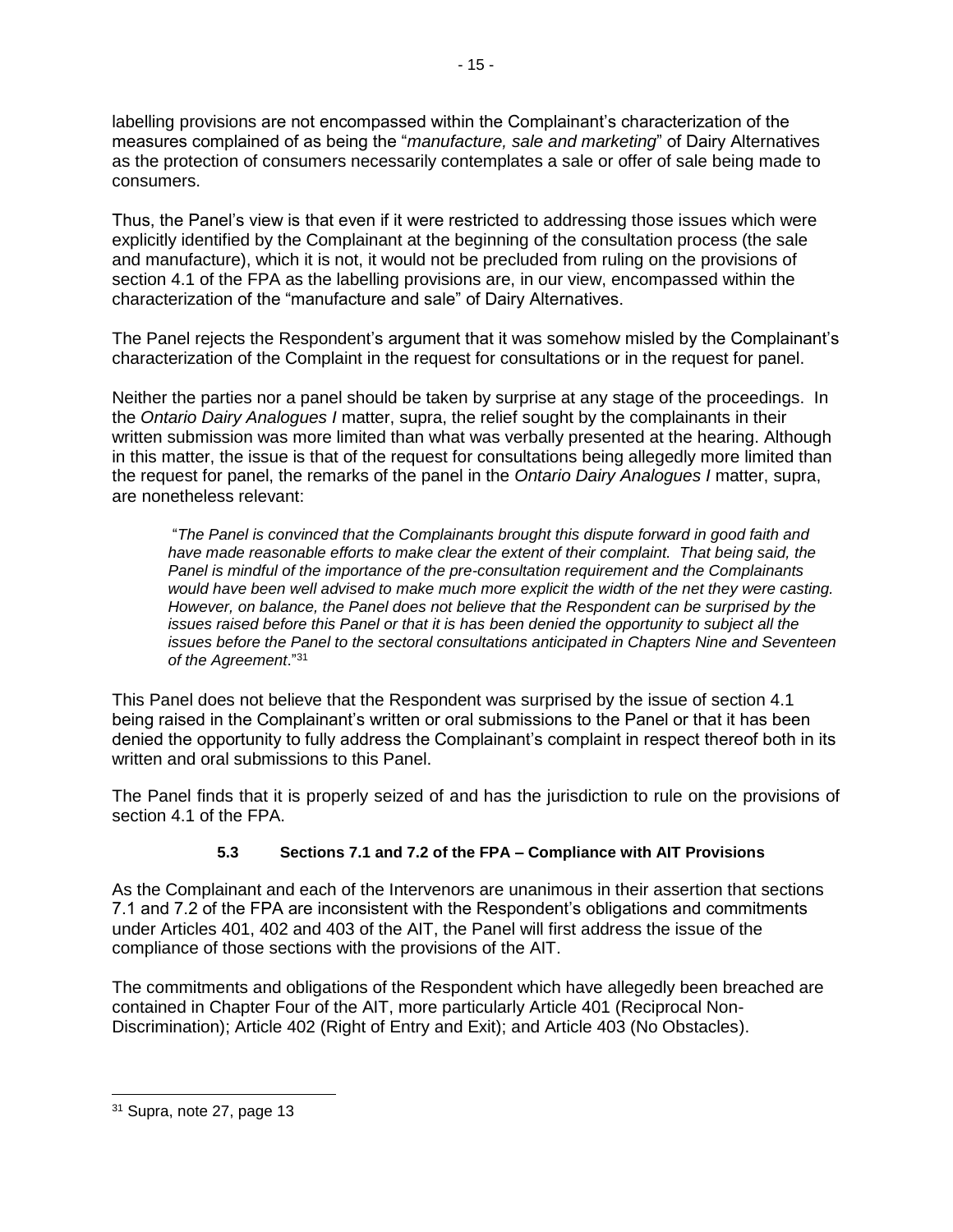labelling provisions are not encompassed within the Complainant's characterization of the measures complained of as being the "*manufacture, sale and marketing*" of Dairy Alternatives as the protection of consumers necessarily contemplates a sale or offer of sale being made to consumers.

Thus, the Panel's view is that even if it were restricted to addressing those issues which were explicitly identified by the Complainant at the beginning of the consultation process (the sale and manufacture), which it is not, it would not be precluded from ruling on the provisions of section 4.1 of the FPA as the labelling provisions are, in our view, encompassed within the characterization of the "manufacture and sale" of Dairy Alternatives.

The Panel rejects the Respondent's argument that it was somehow misled by the Complainant's characterization of the Complaint in the request for consultations or in the request for panel.

Neither the parties nor a panel should be taken by surprise at any stage of the proceedings. In the *Ontario Dairy Analogues I* matter, supra, the relief sought by the complainants in their written submission was more limited than what was verbally presented at the hearing. Although in this matter, the issue is that of the request for consultations being allegedly more limited than the request for panel, the remarks of the panel in the *Ontario Dairy Analogues I* matter, supra, are nonetheless relevant:

> "*The Panel is convinced that the Complainants brought this dispute forward in good faith and have made reasonable efforts to make clear the extent of their complaint. That being said, the Panel is mindful of the importance of the pre-consultation requirement and the Complainants would have been well advised to make much more explicit the width of the net they were casting. However, on balance, the Panel does not believe that the Respondent can be surprised by the issues raised before this Panel or that it is has been denied the opportunity to subject all the issues before the Panel to the sectoral consultations anticipated in Chapters Nine and Seventeen of the Agreement*."[31]

This Panel does not believe that the Respondent was surprised by the issue of section 4.1 being raised in the Complainant's written or oral submissions to the Panel or that it has been denied the opportunity to fully address the Complainant's complaint in respect thereof both in its written and oral submissions to this Panel.

The Panel finds that it is properly seized of and has the jurisdiction to rule on the provisions of section 4.1 of the FPA.

### 5.3 Sections 7.1 and 7.2 of the FPA – Compliance with AIT Provisions

As the Complainant and each of the Intervenors are unanimous in their assertion that sections 7.1 and 7.2 of the FPA are inconsistent with the Respondent's obligations and commitments under Articles 401, 402 and 403 of the AIT, the Panel will first address the issue of the compliance of those sections with the provisions of the AIT.

The commitments and obligations of the Respondent which have allegedly been breached are contained in Chapter Four of the AIT, more particularly Article 401 (Reciprocal Non-Discrimination); Article 402 (Right of Entry and Exit); and Article 403 (No Obstacles).

---

[31] Supra, note 27, page 13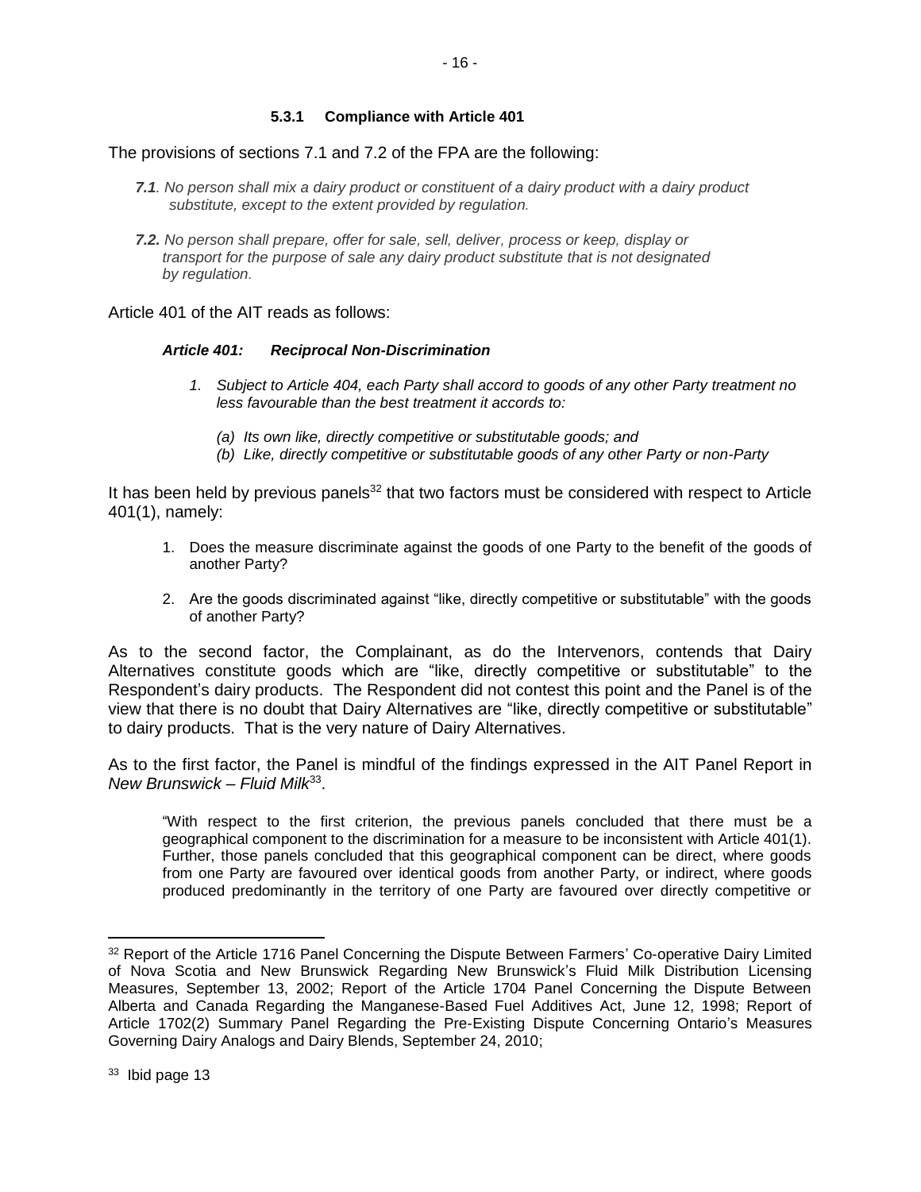#### 5.3.1 Compliance with Article 401

The provisions of sections 7.1 and 7.2 of the FPA are the following:

> ***7.1**. No person shall mix a dairy product or constituent of a dairy product with a dairy product substitute, except to the extent provided by regulation.*
>
> ***7.2.** No person shall prepare, offer for sale, sell, deliver, process or keep, display or transport for the purpose of sale any dairy product substitute that is not designated by regulation.*

Article 401 of the AIT reads as follows:

> ***Article 401: Reciprocal Non-Discrimination***
>
> 1. *Subject to Article 404, each Party shall accord to goods of any other Party treatment no less favourable than the best treatment it accords to:*
>
>    *(a) Its own like, directly competitive or substitutable goods; and*
>
>    *(b) Like, directly competitive or substitutable goods of any other Party or non-Party*

It has been held by previous panels[32] that two factors must be considered with respect to Article 401(1), namely:

1. Does the measure discriminate against the goods of one Party to the benefit of the goods of another Party?
2. Are the goods discriminated against "like, directly competitive or substitutable" with the goods of another Party?

As to the second factor, the Complainant, as do the Intervenors, contends that Dairy Alternatives constitute goods which are "like, directly competitive or substitutable" to the Respondent's dairy products. The Respondent did not contest this point and the Panel is of the view that there is no doubt that Dairy Alternatives are "like, directly competitive or substitutable" to dairy products. That is the very nature of Dairy Alternatives.

As to the first factor, the Panel is mindful of the findings expressed in the AIT Panel Report in *New Brunswick – Fluid Milk*[33].

> "With respect to the first criterion, the previous panels concluded that there must be a geographical component to the discrimination for a measure to be inconsistent with Article 401(1). Further, those panels concluded that this geographical component can be direct, where goods from one Party are favoured over identical goods from another Party, or indirect, where goods produced predominantly in the territory of one Party are favoured over directly competitive or

---

[32] Report of the Article 1716 Panel Concerning the Dispute Between Farmers' Co-operative Dairy Limited of Nova Scotia and New Brunswick Regarding New Brunswick's Fluid Milk Distribution Licensing Measures, September 13, 2002; Report of the Article 1704 Panel Concerning the Dispute Between Alberta and Canada Regarding the Manganese-Based Fuel Additives Act, June 12, 1998; Report of Article 1702(2) Summary Panel Regarding the Pre-Existing Dispute Concerning Ontario's Measures Governing Dairy Analogs and Dairy Blends, September 24, 2010;

[33] Ibid page 13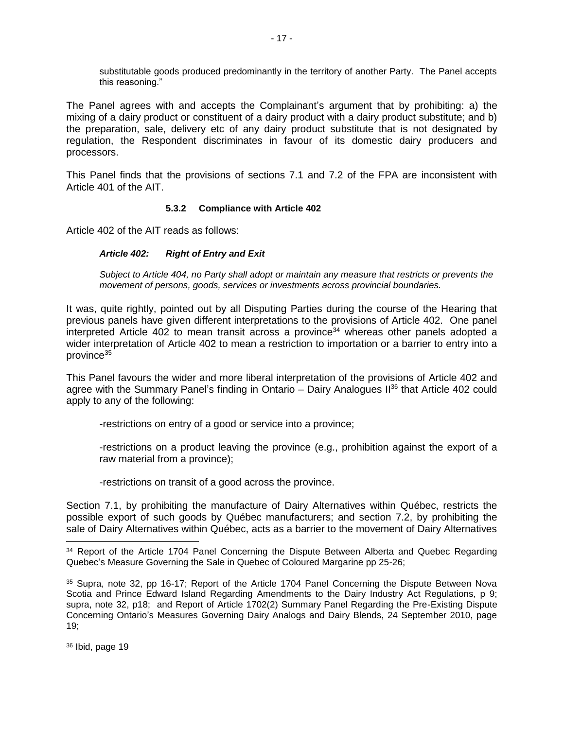substitutable goods produced predominantly in the territory of another Party. The Panel accepts this reasoning."

The Panel agrees with and accepts the Complainant's argument that by prohibiting: a) the mixing of a dairy product or constituent of a dairy product with a dairy product substitute; and b) the preparation, sale, delivery etc of any dairy product substitute that is not designated by regulation, the Respondent discriminates in favour of its domestic dairy producers and processors.

This Panel finds that the provisions of sections 7.1 and 7.2 of the FPA are inconsistent with Article 401 of the AIT.

#### 5.3.2 Compliance with Article 402

Article 402 of the AIT reads as follows:

> ***Article 402: Right of Entry and Exit***
>
> *Subject to Article 404, no Party shall adopt or maintain any measure that restricts or prevents the movement of persons, goods, services or investments across provincial boundaries.*

It was, quite rightly, pointed out by all Disputing Parties during the course of the Hearing that previous panels have given different interpretations to the provisions of Article 402. One panel interpreted Article 402 to mean transit across a province[34] whereas other panels adopted a wider interpretation of Article 402 to mean a restriction to importation or a barrier to entry into a province[35]

This Panel favours the wider and more liberal interpretation of the provisions of Article 402 and agree with the Summary Panel's finding in Ontario – Dairy Analogues II[36] that Article 402 could apply to any of the following:

-restrictions on entry of a good or service into a province;

-restrictions on a product leaving the province (e.g., prohibition against the export of a raw material from a province);

-restrictions on transit of a good across the province.

Section 7.1, by prohibiting the manufacture of Dairy Alternatives within Québec, restricts the possible export of such goods by Québec manufacturers; and section 7.2, by prohibiting the sale of Dairy Alternatives within Québec, acts as a barrier to the movement of Dairy Alternatives

---

[34] Report of the Article 1704 Panel Concerning the Dispute Between Alberta and Quebec Regarding Quebec's Measure Governing the Sale in Quebec of Coloured Margarine pp 25-26;

[35] Supra, note 32, pp 16-17; Report of the Article 1704 Panel Concerning the Dispute Between Nova Scotia and Prince Edward Island Regarding Amendments to the Dairy Industry Act Regulations, p 9; supra, note 32, p18; and Report of Article 1702(2) Summary Panel Regarding the Pre-Existing Dispute Concerning Ontario's Measures Governing Dairy Analogs and Dairy Blends, 24 September 2010, page 19;

[36] Ibid, page 19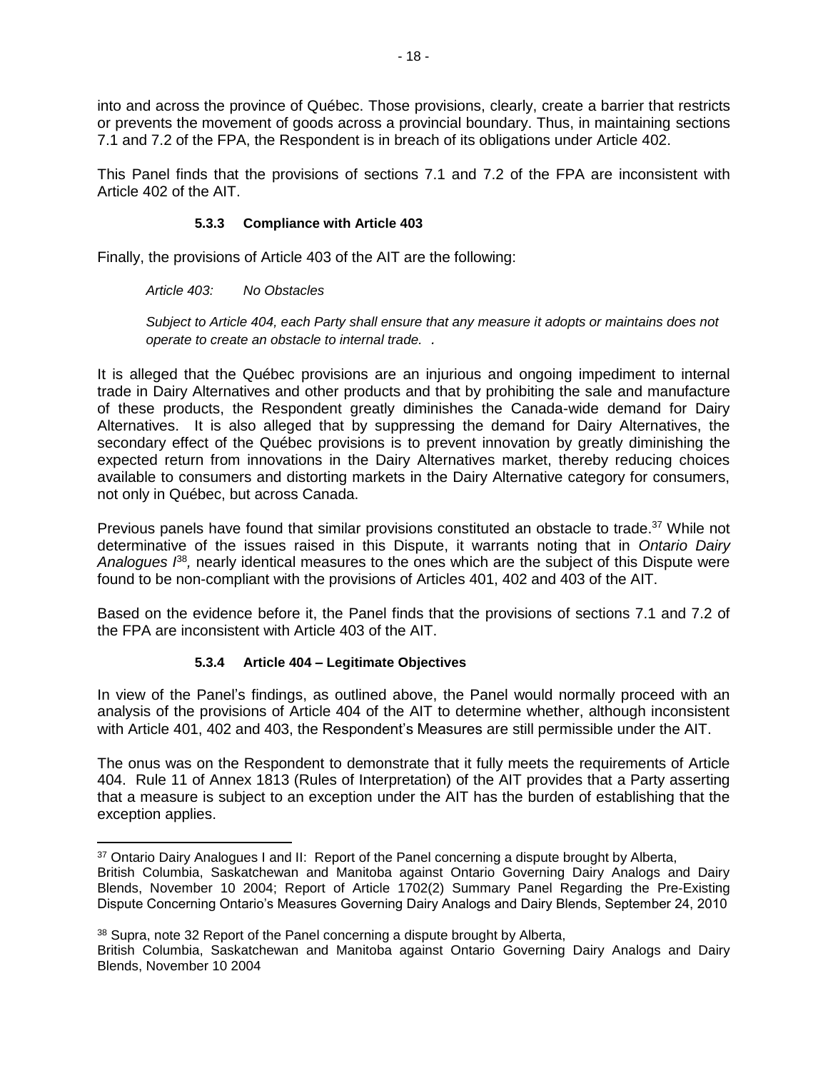into and across the province of Québec. Those provisions, clearly, create a barrier that restricts or prevents the movement of goods across a provincial boundary. Thus, in maintaining sections 7.1 and 7.2 of the FPA, the Respondent is in breach of its obligations under Article 402.

This Panel finds that the provisions of sections 7.1 and 7.2 of the FPA are inconsistent with Article 402 of the AIT.

#### 5.3.3 Compliance with Article 403

Finally, the provisions of Article 403 of the AIT are the following:

> *Article 403: No Obstacles*
>
> *Subject to Article 404, each Party shall ensure that any measure it adopts or maintains does not operate to create an obstacle to internal trade. .*

It is alleged that the Québec provisions are an injurious and ongoing impediment to internal trade in Dairy Alternatives and other products and that by prohibiting the sale and manufacture of these products, the Respondent greatly diminishes the Canada-wide demand for Dairy Alternatives. It is also alleged that by suppressing the demand for Dairy Alternatives, the secondary effect of the Québec provisions is to prevent innovation by greatly diminishing the expected return from innovations in the Dairy Alternatives market, thereby reducing choices available to consumers and distorting markets in the Dairy Alternative category for consumers, not only in Québec, but across Canada.

Previous panels have found that similar provisions constituted an obstacle to trade.[37] While not determinative of the issues raised in this Dispute, it warrants noting that in *Ontario Dairy Analogues I*[38], nearly identical measures to the ones which are the subject of this Dispute were found to be non-compliant with the provisions of Articles 401, 402 and 403 of the AIT.

Based on the evidence before it, the Panel finds that the provisions of sections 7.1 and 7.2 of the FPA are inconsistent with Article 403 of the AIT.

#### 5.3.4 Article 404 – Legitimate Objectives

In view of the Panel's findings, as outlined above, the Panel would normally proceed with an analysis of the provisions of Article 404 of the AIT to determine whether, although inconsistent with Article 401, 402 and 403, the Respondent's Measures are still permissible under the AIT.

The onus was on the Respondent to demonstrate that it fully meets the requirements of Article 404. Rule 11 of Annex 1813 (Rules of Interpretation) of the AIT provides that a Party asserting that a measure is subject to an exception under the AIT has the burden of establishing that the exception applies.

---

[37] Ontario Dairy Analogues I and II: Report of the Panel concerning a dispute brought by Alberta, British Columbia, Saskatchewan and Manitoba against Ontario Governing Dairy Analogs and Dairy Blends, November 10 2004; Report of Article 1702(2) Summary Panel Regarding the Pre-Existing Dispute Concerning Ontario's Measures Governing Dairy Analogs and Dairy Blends, September 24, 2010

[38] Supra, note 32 Report of the Panel concerning a dispute brought by Alberta, British Columbia, Saskatchewan and Manitoba against Ontario Governing Dairy Analogs and Dairy Blends, November 10 2004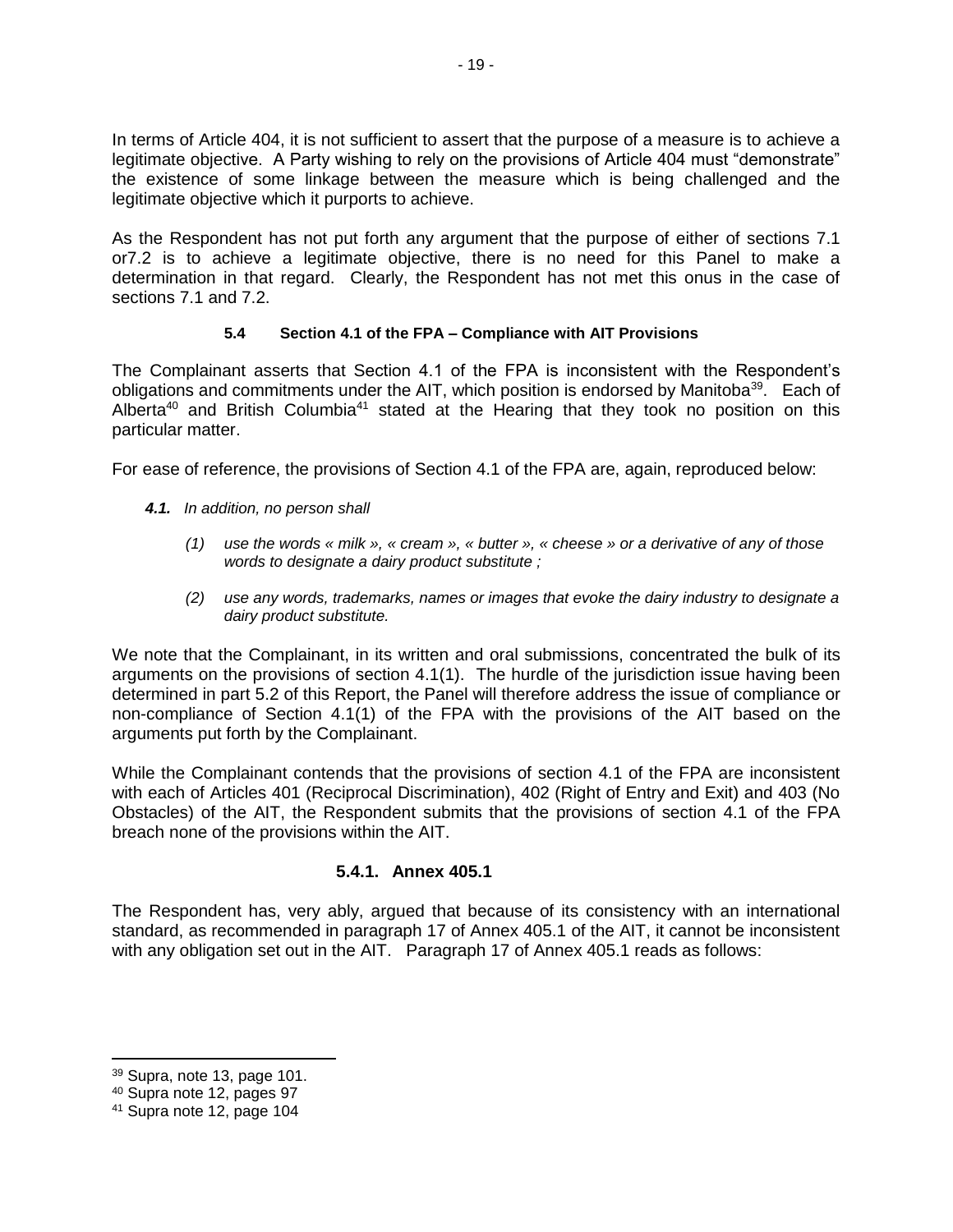In terms of Article 404, it is not sufficient to assert that the purpose of a measure is to achieve a legitimate objective. A Party wishing to rely on the provisions of Article 404 must "demonstrate" the existence of some linkage between the measure which is being challenged and the legitimate objective which it purports to achieve.

As the Respondent has not put forth any argument that the purpose of either of sections 7.1 or7.2 is to achieve a legitimate objective, there is no need for this Panel to make a determination in that regard. Clearly, the Respondent has not met this onus in the case of sections 7.1 and 7.2.

### 5.4 Section 4.1 of the FPA – Compliance with AIT Provisions

The Complainant asserts that Section 4.1 of the FPA is inconsistent with the Respondent's obligations and commitments under the AIT, which position is endorsed by Manitoba[39]. Each of Alberta[40] and British Columbia[41] stated at the Hearing that they took no position on this particular matter.

For ease of reference, the provisions of Section 4.1 of the FPA are, again, reproduced below:

> ***4.1.*** *In addition, no person shall*
>
> *(1) use the words « milk », « cream », « butter », « cheese » or a derivative of any of those words to designate a dairy product substitute ;*
>
> *(2) use any words, trademarks, names or images that evoke the dairy industry to designate a dairy product substitute.*

We note that the Complainant, in its written and oral submissions, concentrated the bulk of its arguments on the provisions of section 4.1(1). The hurdle of the jurisdiction issue having been determined in part 5.2 of this Report, the Panel will therefore address the issue of compliance or non-compliance of Section 4.1(1) of the FPA with the provisions of the AIT based on the arguments put forth by the Complainant.

While the Complainant contends that the provisions of section 4.1 of the FPA are inconsistent with each of Articles 401 (Reciprocal Discrimination), 402 (Right of Entry and Exit) and 403 (No Obstacles) of the AIT, the Respondent submits that the provisions of section 4.1 of the FPA breach none of the provisions within the AIT.

#### 5.4.1. Annex 405.1

The Respondent has, very ably, argued that because of its consistency with an international standard, as recommended in paragraph 17 of Annex 405.1 of the AIT, it cannot be inconsistent with any obligation set out in the AIT. Paragraph 17 of Annex 405.1 reads as follows:

---

[39] Supra, note 13, page 101.

[40] Supra note 12, pages 97

[41] Supra note 12, page 104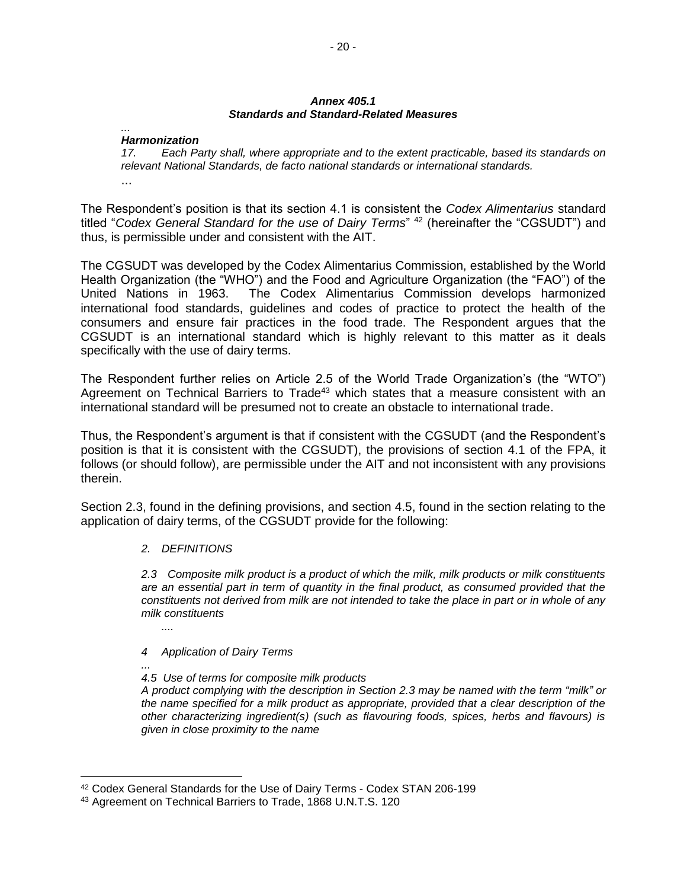*Annex 405.1*
*Standards and Standard-Related Measures*

*...*

***Harmonization***

*17. Each Party shall, where appropriate and to the extent practicable, based its standards on relevant National Standards, de facto national standards or international standards.*

…

The Respondent's position is that its section 4.1 is consistent the *Codex Alimentarius* standard titled "*Codex General Standard for the use of Dairy Terms*" [42] (hereinafter the "CGSUDT") and thus, is permissible under and consistent with the AIT.

The CGSUDT was developed by the Codex Alimentarius Commission, established by the World Health Organization (the "WHO") and the Food and Agriculture Organization (the "FAO") of the United Nations in 1963. The Codex Alimentarius Commission develops harmonized international food standards, guidelines and codes of practice to protect the health of the consumers and ensure fair practices in the food trade. The Respondent argues that the CGSUDT is an international standard which is highly relevant to this matter as it deals specifically with the use of dairy terms.

The Respondent further relies on Article 2.5 of the World Trade Organization's (the "WTO") Agreement on Technical Barriers to Trade[43] which states that a measure consistent with an international standard will be presumed not to create an obstacle to international trade.

Thus, the Respondent's argument is that if consistent with the CGSUDT (and the Respondent's position is that it is consistent with the CGSUDT), the provisions of section 4.1 of the FPA, it follows (or should follow), are permissible under the AIT and not inconsistent with any provisions therein.

Section 2.3, found in the defining provisions, and section 4.5, found in the section relating to the application of dairy terms, of the CGSUDT provide for the following:

> *2. DEFINITIONS*
>
> *2.3 Composite milk product is a product of which the milk, milk products or milk constituents are an essential part in term of quantity in the final product, as consumed provided that the constituents not derived from milk are not intended to take the place in part or in whole of any milk constituents*
>
> *....*
>
> *4 Application of Dairy Terms*
>
> *...*
>
> *4.5 Use of terms for composite milk products*
>
> *A product complying with the description in Section 2.3 may be named with the term "milk" or the name specified for a milk product as appropriate, provided that a clear description of the other characterizing ingredient(s) (such as flavouring foods, spices, herbs and flavours) is given in close proximity to the name*

---

[42] Codex General Standards for the Use of Dairy Terms - Codex STAN 206-199

[43] Agreement on Technical Barriers to Trade, 1868 U.N.T.S. 120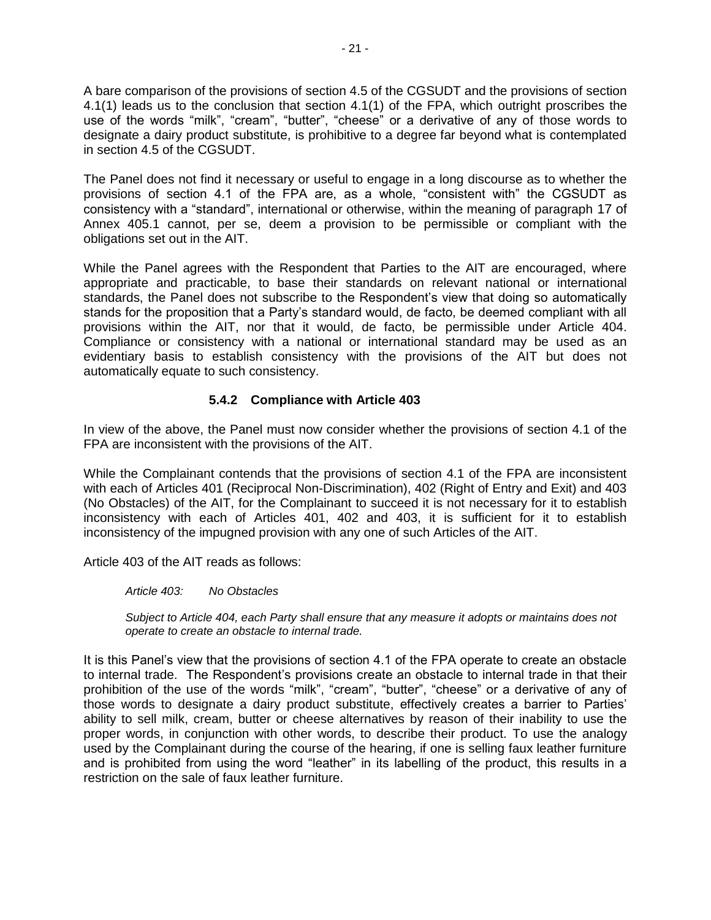A bare comparison of the provisions of section 4.5 of the CGSUDT and the provisions of section 4.1(1) leads us to the conclusion that section 4.1(1) of the FPA, which outright proscribes the use of the words "milk", "cream", "butter", "cheese" or a derivative of any of those words to designate a dairy product substitute, is prohibitive to a degree far beyond what is contemplated in section 4.5 of the CGSUDT.

The Panel does not find it necessary or useful to engage in a long discourse as to whether the provisions of section 4.1 of the FPA are, as a whole, "consistent with" the CGSUDT as consistency with a "standard", international or otherwise, within the meaning of paragraph 17 of Annex 405.1 cannot, per se, deem a provision to be permissible or compliant with the obligations set out in the AIT.

While the Panel agrees with the Respondent that Parties to the AIT are encouraged, where appropriate and practicable, to base their standards on relevant national or international standards, the Panel does not subscribe to the Respondent's view that doing so automatically stands for the proposition that a Party's standard would, de facto, be deemed compliant with all provisions within the AIT, nor that it would, de facto, be permissible under Article 404. Compliance or consistency with a national or international standard may be used as an evidentiary basis to establish consistency with the provisions of the AIT but does not automatically equate to such consistency.

### 5.4.2 Compliance with Article 403

In view of the above, the Panel must now consider whether the provisions of section 4.1 of the FPA are inconsistent with the provisions of the AIT.

While the Complainant contends that the provisions of section 4.1 of the FPA are inconsistent with each of Articles 401 (Reciprocal Non-Discrimination), 402 (Right of Entry and Exit) and 403 (No Obstacles) of the AIT, for the Complainant to succeed it is not necessary for it to establish inconsistency with each of Articles 401, 402 and 403, it is sufficient for it to establish inconsistency of the impugned provision with any one of such Articles of the AIT.

Article 403 of the AIT reads as follows:

> *Article 403: No Obstacles*
>
> *Subject to Article 404, each Party shall ensure that any measure it adopts or maintains does not operate to create an obstacle to internal trade.*

It is this Panel's view that the provisions of section 4.1 of the FPA operate to create an obstacle to internal trade. The Respondent's provisions create an obstacle to internal trade in that their prohibition of the use of the words "milk", "cream", "butter", "cheese" or a derivative of any of those words to designate a dairy product substitute, effectively creates a barrier to Parties' ability to sell milk, cream, butter or cheese alternatives by reason of their inability to use the proper words, in conjunction with other words, to describe their product. To use the analogy used by the Complainant during the course of the hearing, if one is selling faux leather furniture and is prohibited from using the word "leather" in its labelling of the product, this results in a restriction on the sale of faux leather furniture.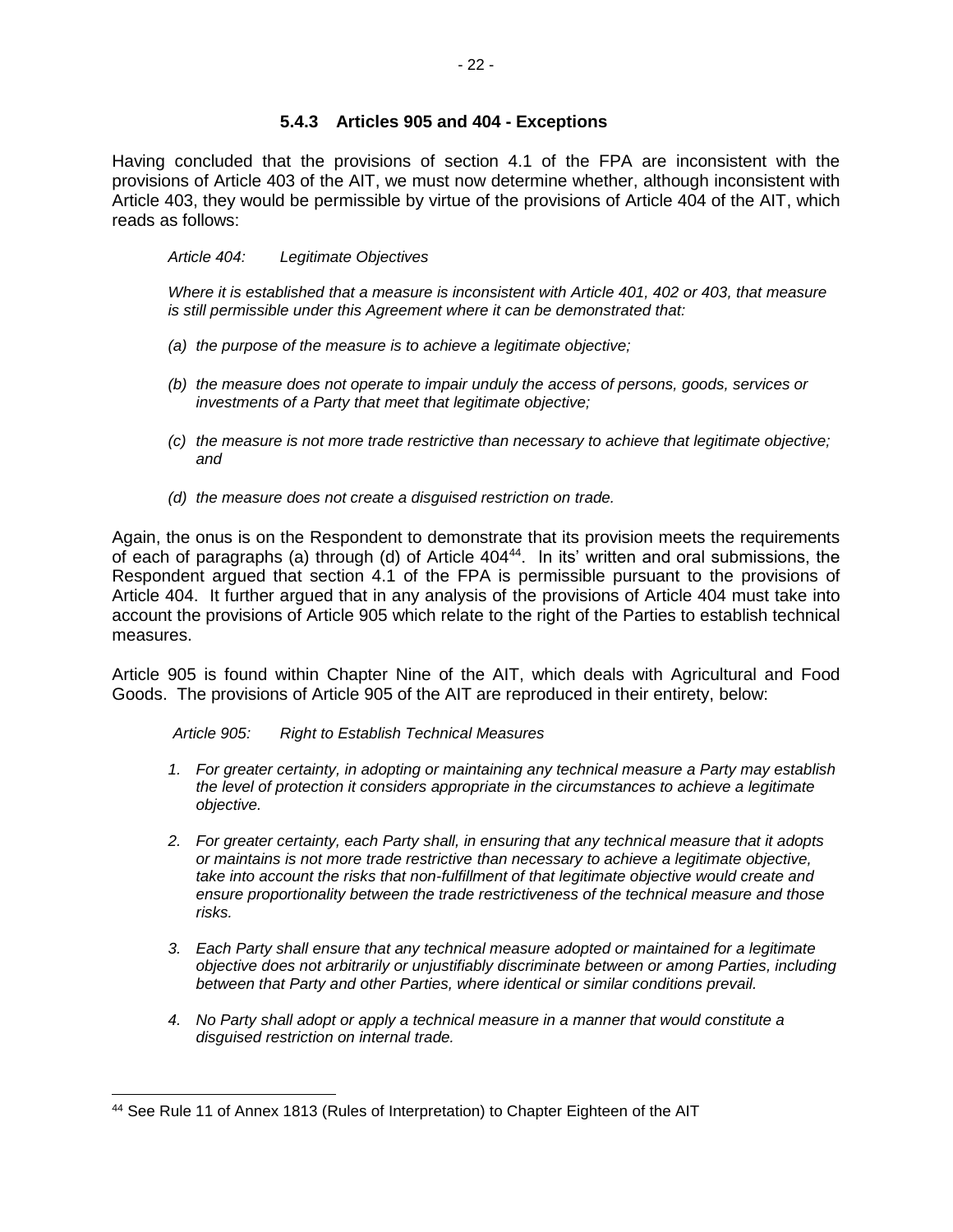### 5.4.3 Articles 905 and 404 - Exceptions

Having concluded that the provisions of section 4.1 of the FPA are inconsistent with the provisions of Article 403 of the AIT, we must now determine whether, although inconsistent with Article 403, they would be permissible by virtue of the provisions of Article 404 of the AIT, which reads as follows:

> *Article 404: Legitimate Objectives*
>
> *Where it is established that a measure is inconsistent with Article 401, 402 or 403, that measure is still permissible under this Agreement where it can be demonstrated that:*
>
> *(a) the purpose of the measure is to achieve a legitimate objective;*
>
> *(b) the measure does not operate to impair unduly the access of persons, goods, services or investments of a Party that meet that legitimate objective;*
>
> *(c) the measure is not more trade restrictive than necessary to achieve that legitimate objective; and*
>
> *(d) the measure does not create a disguised restriction on trade.*

Again, the onus is on the Respondent to demonstrate that its provision meets the requirements of each of paragraphs (a) through (d) of Article 404[44]. In its' written and oral submissions, the Respondent argued that section 4.1 of the FPA is permissible pursuant to the provisions of Article 404. It further argued that in any analysis of the provisions of Article 404 must take into account the provisions of Article 905 which relate to the right of the Parties to establish technical measures.

Article 905 is found within Chapter Nine of the AIT, which deals with Agricultural and Food Goods. The provisions of Article 905 of the AIT are reproduced in their entirety, below:

> *Article 905: Right to Establish Technical Measures*
>
> *1. For greater certainty, in adopting or maintaining any technical measure a Party may establish the level of protection it considers appropriate in the circumstances to achieve a legitimate objective.*
>
> *2. For greater certainty, each Party shall, in ensuring that any technical measure that it adopts or maintains is not more trade restrictive than necessary to achieve a legitimate objective, take into account the risks that non-fulfillment of that legitimate objective would create and ensure proportionality between the trade restrictiveness of the technical measure and those risks.*
>
> *3. Each Party shall ensure that any technical measure adopted or maintained for a legitimate objective does not arbitrarily or unjustifiably discriminate between or among Parties, including between that Party and other Parties, where identical or similar conditions prevail.*
>
> *4. No Party shall adopt or apply a technical measure in a manner that would constitute a disguised restriction on internal trade.*

---

[44] See Rule 11 of Annex 1813 (Rules of Interpretation) to Chapter Eighteen of the AIT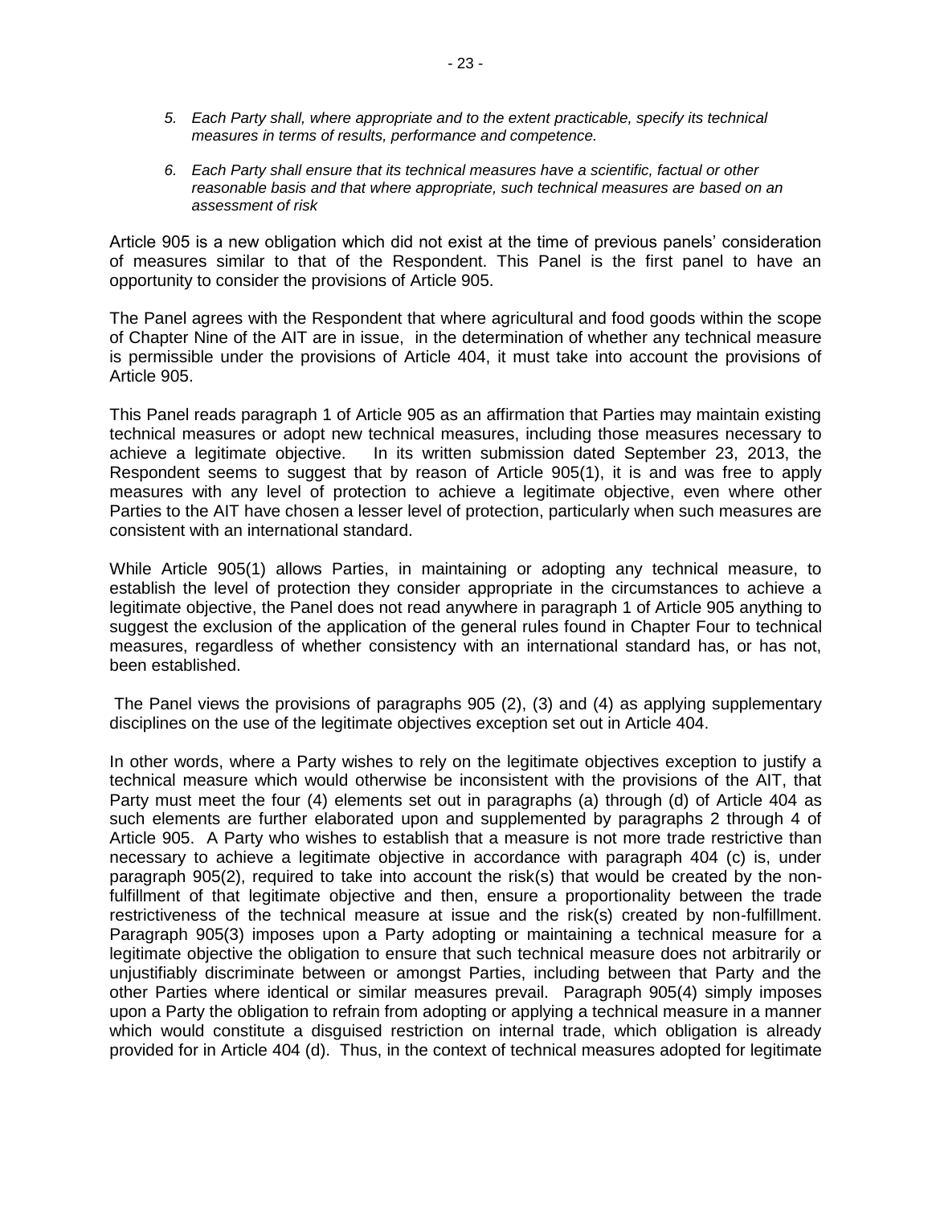5. *Each Party shall, where appropriate and to the extent practicable, specify its technical measures in terms of results, performance and competence.*

6. *Each Party shall ensure that its technical measures have a scientific, factual or other reasonable basis and that where appropriate, such technical measures are based on an assessment of risk*

Article 905 is a new obligation which did not exist at the time of previous panels' consideration of measures similar to that of the Respondent. This Panel is the first panel to have an opportunity to consider the provisions of Article 905.

The Panel agrees with the Respondent that where agricultural and food goods within the scope of Chapter Nine of the AIT are in issue, in the determination of whether any technical measure is permissible under the provisions of Article 404, it must take into account the provisions of Article 905.

This Panel reads paragraph 1 of Article 905 as an affirmation that Parties may maintain existing technical measures or adopt new technical measures, including those measures necessary to achieve a legitimate objective. In its written submission dated September 23, 2013, the Respondent seems to suggest that by reason of Article 905(1), it is and was free to apply measures with any level of protection to achieve a legitimate objective, even where other Parties to the AIT have chosen a lesser level of protection, particularly when such measures are consistent with an international standard.

While Article 905(1) allows Parties, in maintaining or adopting any technical measure, to establish the level of protection they consider appropriate in the circumstances to achieve a legitimate objective, the Panel does not read anywhere in paragraph 1 of Article 905 anything to suggest the exclusion of the application of the general rules found in Chapter Four to technical measures, regardless of whether consistency with an international standard has, or has not, been established.

The Panel views the provisions of paragraphs 905 (2), (3) and (4) as applying supplementary disciplines on the use of the legitimate objectives exception set out in Article 404.

In other words, where a Party wishes to rely on the legitimate objectives exception to justify a technical measure which would otherwise be inconsistent with the provisions of the AIT, that Party must meet the four (4) elements set out in paragraphs (a) through (d) of Article 404 as such elements are further elaborated upon and supplemented by paragraphs 2 through 4 of Article 905. A Party who wishes to establish that a measure is not more trade restrictive than necessary to achieve a legitimate objective in accordance with paragraph 404 (c) is, under paragraph 905(2), required to take into account the risk(s) that would be created by the non-fulfillment of that legitimate objective and then, ensure a proportionality between the trade restrictiveness of the technical measure at issue and the risk(s) created by non-fulfillment. Paragraph 905(3) imposes upon a Party adopting or maintaining a technical measure for a legitimate objective the obligation to ensure that such technical measure does not arbitrarily or unjustifiably discriminate between or amongst Parties, including between that Party and the other Parties where identical or similar measures prevail. Paragraph 905(4) simply imposes upon a Party the obligation to refrain from adopting or applying a technical measure in a manner which would constitute a disguised restriction on internal trade, which obligation is already provided for in Article 404 (d). Thus, in the context of technical measures adopted for legitimate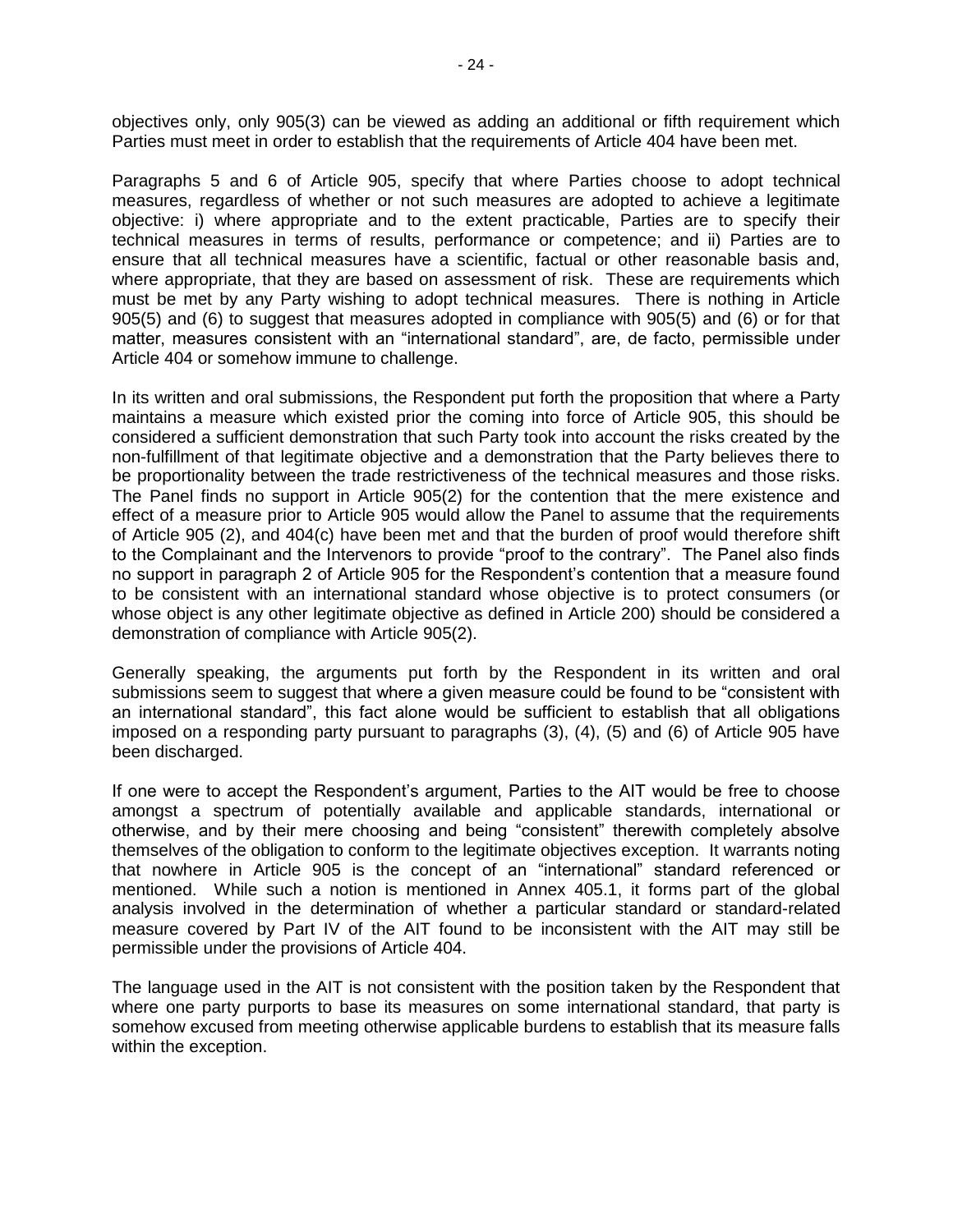objectives only, only 905(3) can be viewed as adding an additional or fifth requirement which Parties must meet in order to establish that the requirements of Article 404 have been met.

Paragraphs 5 and 6 of Article 905, specify that where Parties choose to adopt technical measures, regardless of whether or not such measures are adopted to achieve a legitimate objective: i) where appropriate and to the extent practicable, Parties are to specify their technical measures in terms of results, performance or competence; and ii) Parties are to ensure that all technical measures have a scientific, factual or other reasonable basis and, where appropriate, that they are based on assessment of risk. These are requirements which must be met by any Party wishing to adopt technical measures. There is nothing in Article 905(5) and (6) to suggest that measures adopted in compliance with 905(5) and (6) or for that matter, measures consistent with an "international standard", are, de facto, permissible under Article 404 or somehow immune to challenge.

In its written and oral submissions, the Respondent put forth the proposition that where a Party maintains a measure which existed prior the coming into force of Article 905, this should be considered a sufficient demonstration that such Party took into account the risks created by the non-fulfillment of that legitimate objective and a demonstration that the Party believes there to be proportionality between the trade restrictiveness of the technical measures and those risks. The Panel finds no support in Article 905(2) for the contention that the mere existence and effect of a measure prior to Article 905 would allow the Panel to assume that the requirements of Article 905 (2), and 404(c) have been met and that the burden of proof would therefore shift to the Complainant and the Intervenors to provide "proof to the contrary". The Panel also finds no support in paragraph 2 of Article 905 for the Respondent's contention that a measure found to be consistent with an international standard whose objective is to protect consumers (or whose object is any other legitimate objective as defined in Article 200) should be considered a demonstration of compliance with Article 905(2).

Generally speaking, the arguments put forth by the Respondent in its written and oral submissions seem to suggest that where a given measure could be found to be "consistent with an international standard", this fact alone would be sufficient to establish that all obligations imposed on a responding party pursuant to paragraphs (3), (4), (5) and (6) of Article 905 have been discharged.

If one were to accept the Respondent's argument, Parties to the AIT would be free to choose amongst a spectrum of potentially available and applicable standards, international or otherwise, and by their mere choosing and being "consistent" therewith completely absolve themselves of the obligation to conform to the legitimate objectives exception. It warrants noting that nowhere in Article 905 is the concept of an "international" standard referenced or mentioned. While such a notion is mentioned in Annex 405.1, it forms part of the global analysis involved in the determination of whether a particular standard or standard-related measure covered by Part IV of the AIT found to be inconsistent with the AIT may still be permissible under the provisions of Article 404.

The language used in the AIT is not consistent with the position taken by the Respondent that where one party purports to base its measures on some international standard, that party is somehow excused from meeting otherwise applicable burdens to establish that its measure falls within the exception.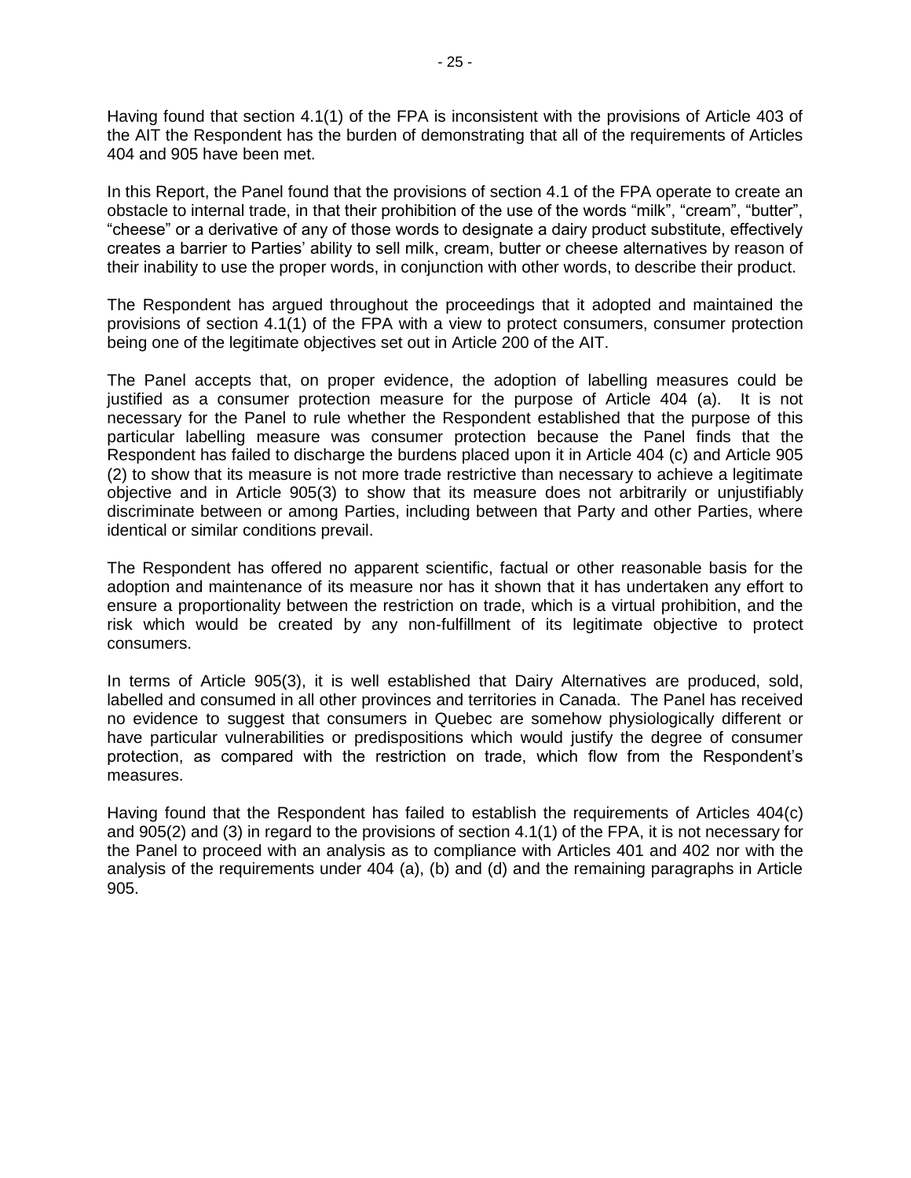Having found that section 4.1(1) of the FPA is inconsistent with the provisions of Article 403 of the AIT the Respondent has the burden of demonstrating that all of the requirements of Articles 404 and 905 have been met.

In this Report, the Panel found that the provisions of section 4.1 of the FPA operate to create an obstacle to internal trade, in that their prohibition of the use of the words "milk", "cream", "butter", "cheese" or a derivative of any of those words to designate a dairy product substitute, effectively creates a barrier to Parties' ability to sell milk, cream, butter or cheese alternatives by reason of their inability to use the proper words, in conjunction with other words, to describe their product.

The Respondent has argued throughout the proceedings that it adopted and maintained the provisions of section 4.1(1) of the FPA with a view to protect consumers, consumer protection being one of the legitimate objectives set out in Article 200 of the AIT.

The Panel accepts that, on proper evidence, the adoption of labelling measures could be justified as a consumer protection measure for the purpose of Article 404 (a). It is not necessary for the Panel to rule whether the Respondent established that the purpose of this particular labelling measure was consumer protection because the Panel finds that the Respondent has failed to discharge the burdens placed upon it in Article 404 (c) and Article 905 (2) to show that its measure is not more trade restrictive than necessary to achieve a legitimate objective and in Article 905(3) to show that its measure does not arbitrarily or unjustifiably discriminate between or among Parties, including between that Party and other Parties, where identical or similar conditions prevail.

The Respondent has offered no apparent scientific, factual or other reasonable basis for the adoption and maintenance of its measure nor has it shown that it has undertaken any effort to ensure a proportionality between the restriction on trade, which is a virtual prohibition, and the risk which would be created by any non-fulfillment of its legitimate objective to protect consumers.

In terms of Article 905(3), it is well established that Dairy Alternatives are produced, sold, labelled and consumed in all other provinces and territories in Canada. The Panel has received no evidence to suggest that consumers in Quebec are somehow physiologically different or have particular vulnerabilities or predispositions which would justify the degree of consumer protection, as compared with the restriction on trade, which flow from the Respondent's measures.

Having found that the Respondent has failed to establish the requirements of Articles 404(c) and 905(2) and (3) in regard to the provisions of section 4.1(1) of the FPA, it is not necessary for the Panel to proceed with an analysis as to compliance with Articles 401 and 402 nor with the analysis of the requirements under 404 (a), (b) and (d) and the remaining paragraphs in Article 905.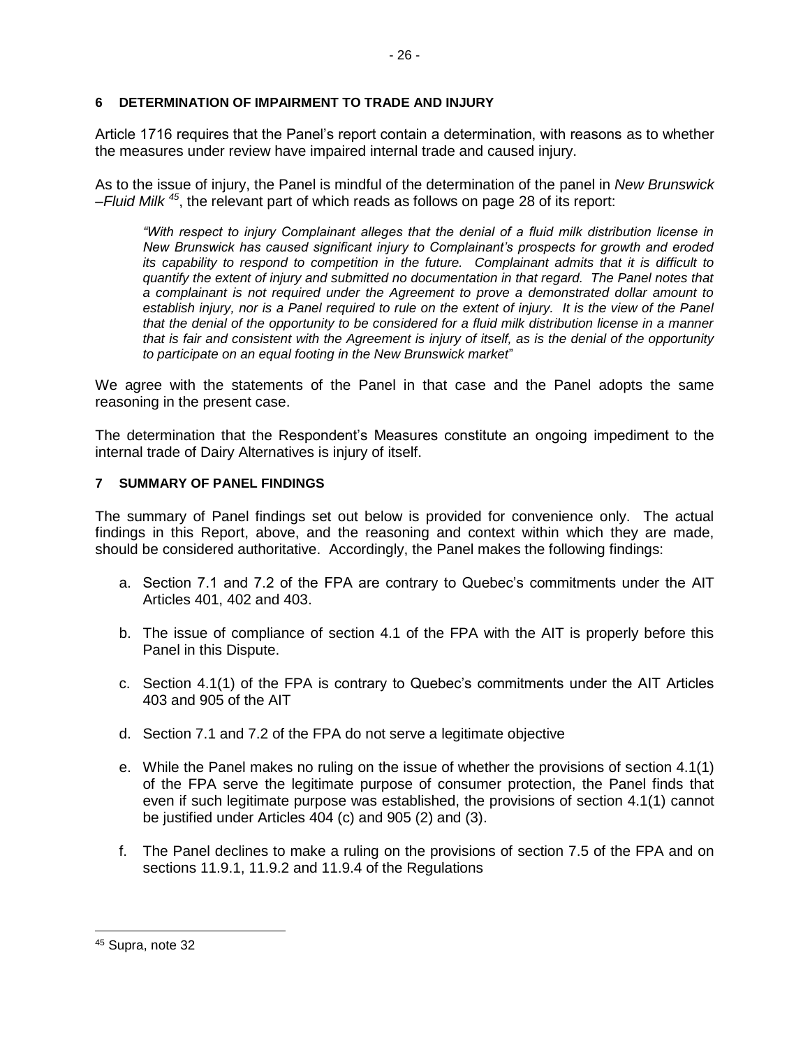## 6 DETERMINATION OF IMPAIRMENT TO TRADE AND INJURY

Article 1716 requires that the Panel's report contain a determination, with reasons as to whether the measures under review have impaired internal trade and caused injury.

As to the issue of injury, the Panel is mindful of the determination of the panel in *New Brunswick –Fluid Milk* [45], the relevant part of which reads as follows on page 28 of its report:

> *"With respect to injury Complainant alleges that the denial of a fluid milk distribution license in New Brunswick has caused significant injury to Complainant's prospects for growth and eroded its capability to respond to competition in the future. Complainant admits that it is difficult to quantify the extent of injury and submitted no documentation in that regard. The Panel notes that a complainant is not required under the Agreement to prove a demonstrated dollar amount to establish injury, nor is a Panel required to rule on the extent of injury. It is the view of the Panel that the denial of the opportunity to be considered for a fluid milk distribution license in a manner that is fair and consistent with the Agreement is injury of itself, as is the denial of the opportunity to participate on an equal footing in the New Brunswick market"*

We agree with the statements of the Panel in that case and the Panel adopts the same reasoning in the present case.

The determination that the Respondent's Measures constitute an ongoing impediment to the internal trade of Dairy Alternatives is injury of itself.

## 7 SUMMARY OF PANEL FINDINGS

The summary of Panel findings set out below is provided for convenience only. The actual findings in this Report, above, and the reasoning and context within which they are made, should be considered authoritative. Accordingly, the Panel makes the following findings:

a. Section 7.1 and 7.2 of the FPA are contrary to Quebec's commitments under the AIT Articles 401, 402 and 403.

b. The issue of compliance of section 4.1 of the FPA with the AIT is properly before this Panel in this Dispute.

c. Section 4.1(1) of the FPA is contrary to Quebec's commitments under the AIT Articles 403 and 905 of the AIT

d. Section 7.1 and 7.2 of the FPA do not serve a legitimate objective

e. While the Panel makes no ruling on the issue of whether the provisions of section 4.1(1) of the FPA serve the legitimate purpose of consumer protection, the Panel finds that even if such legitimate purpose was established, the provisions of section 4.1(1) cannot be justified under Articles 404 (c) and 905 (2) and (3).

f. The Panel declines to make a ruling on the provisions of section 7.5 of the FPA and on sections 11.9.1, 11.9.2 and 11.9.4 of the Regulations

---

[45] Supra, note 32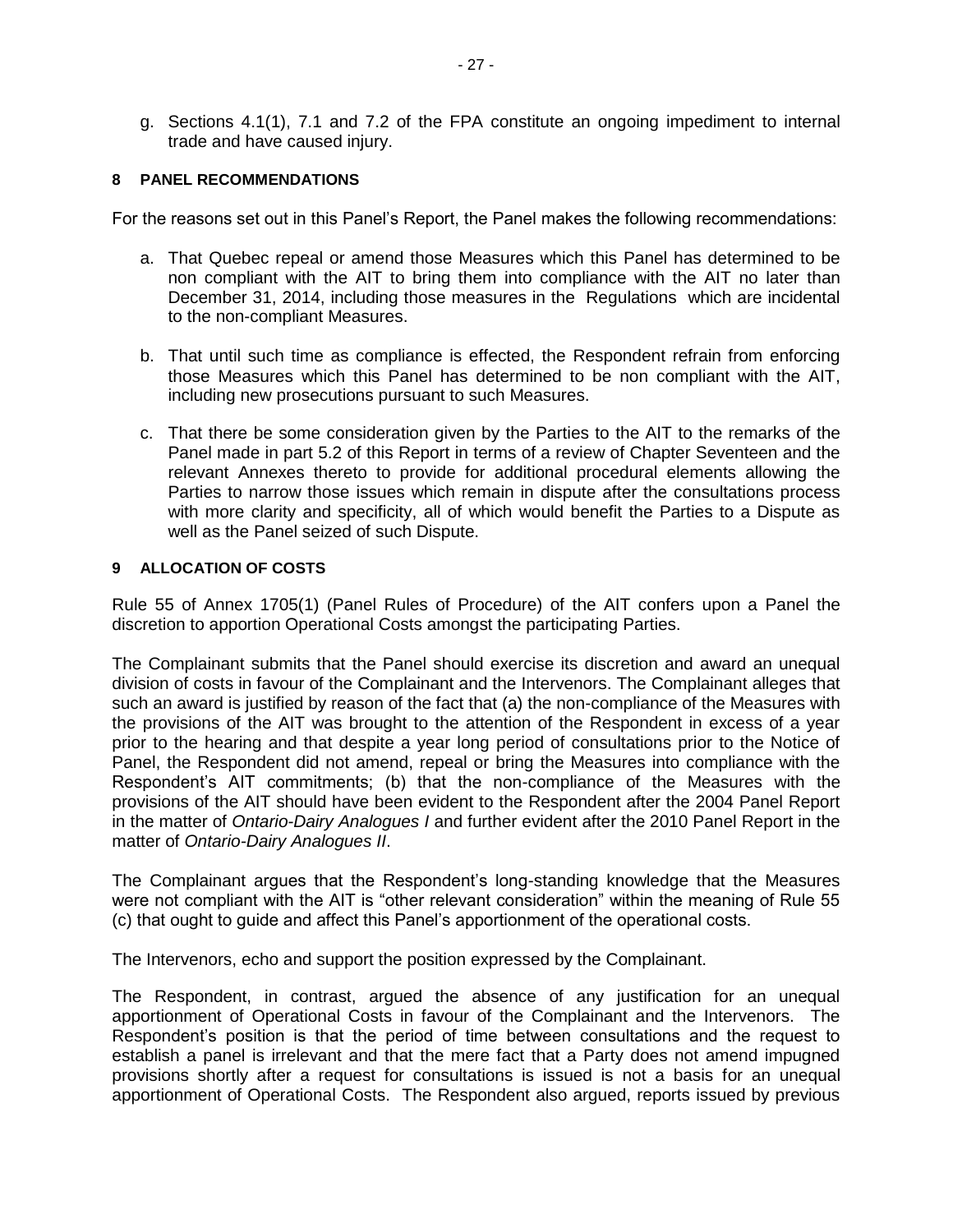g. Sections 4.1(1), 7.1 and 7.2 of the FPA constitute an ongoing impediment to internal trade and have caused injury.

## 8 PANEL RECOMMENDATIONS

For the reasons set out in this Panel's Report, the Panel makes the following recommendations:

a. That Quebec repeal or amend those Measures which this Panel has determined to be non compliant with the AIT to bring them into compliance with the AIT no later than December 31, 2014, including those measures in the Regulations which are incidental to the non-compliant Measures.

b. That until such time as compliance is effected, the Respondent refrain from enforcing those Measures which this Panel has determined to be non compliant with the AIT, including new prosecutions pursuant to such Measures.

c. That there be some consideration given by the Parties to the AIT to the remarks of the Panel made in part 5.2 of this Report in terms of a review of Chapter Seventeen and the relevant Annexes thereto to provide for additional procedural elements allowing the Parties to narrow those issues which remain in dispute after the consultations process with more clarity and specificity, all of which would benefit the Parties to a Dispute as well as the Panel seized of such Dispute.

## 9 ALLOCATION OF COSTS

Rule 55 of Annex 1705(1) (Panel Rules of Procedure) of the AIT confers upon a Panel the discretion to apportion Operational Costs amongst the participating Parties.

The Complainant submits that the Panel should exercise its discretion and award an unequal division of costs in favour of the Complainant and the Intervenors. The Complainant alleges that such an award is justified by reason of the fact that (a) the non-compliance of the Measures with the provisions of the AIT was brought to the attention of the Respondent in excess of a year prior to the hearing and that despite a year long period of consultations prior to the Notice of Panel, the Respondent did not amend, repeal or bring the Measures into compliance with the Respondent's AIT commitments; (b) that the non-compliance of the Measures with the provisions of the AIT should have been evident to the Respondent after the 2004 Panel Report in the matter of *Ontario-Dairy Analogues I* and further evident after the 2010 Panel Report in the matter of *Ontario-Dairy Analogues II*.

The Complainant argues that the Respondent's long-standing knowledge that the Measures were not compliant with the AIT is "other relevant consideration" within the meaning of Rule 55 (c) that ought to guide and affect this Panel's apportionment of the operational costs.

The Intervenors, echo and support the position expressed by the Complainant.

The Respondent, in contrast, argued the absence of any justification for an unequal apportionment of Operational Costs in favour of the Complainant and the Intervenors. The Respondent's position is that the period of time between consultations and the request to establish a panel is irrelevant and that the mere fact that a Party does not amend impugned provisions shortly after a request for consultations is issued is not a basis for an unequal apportionment of Operational Costs. The Respondent also argued, reports issued by previous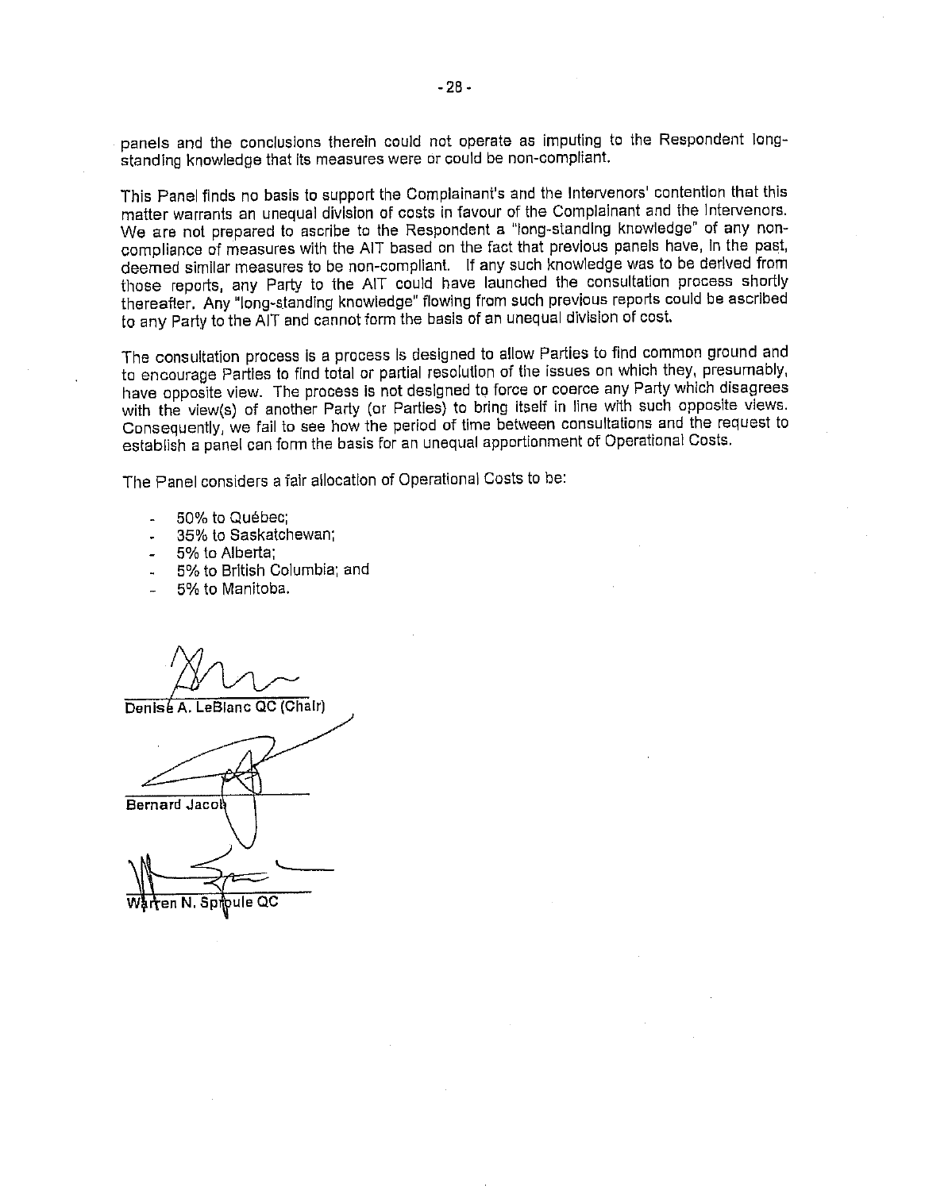panels and the conclusions therein could not operate as imputing to the Respondent long-standing knowledge that its measures were or could be non-compliant.

This Panel finds no basis to support the Complainant's and the Intervenors' contention that this matter warrants an unequal division of costs in favour of the Complainant and the Intervenors. We are not prepared to ascribe to the Respondent a "long-standing knowledge" of any non-compliance of measures with the AIT based on the fact that previous panels have, in the past, deemed similar measures to be non-compliant. If any such knowledge was to be derived from those reports, any Party to the AIT could have launched the consultation process shortly thereafter. Any "long-standing knowledge" flowing from such previous reports could be ascribed to any Party to the AIT and cannot form the basis of an unequal division of cost.

The consultation process is a process is designed to allow Parties to find common ground and to encourage Parties to find total or partial resolution of the issues on which they, presumably, have opposite view. The process is not designed to force or coerce any Party which disagrees with the view(s) of another Party (or Parties) to bring itself in line with such opposite views. Consequently, we fail to see how the period of time between consultations and the request to establish a panel can form the basis for an unequal apportionment of Operational Costs.

The Panel considers a fair allocation of Operational Costs to be:

- 50% to Québec;
- 35% to Saskatchewan;
- 5% to Alberta;
- 5% to British Columbia; and
- 5% to Manitoba.

Denise A. LeBlanc QC (Chair)

Bernard Jacob

Warren N. Sproule QC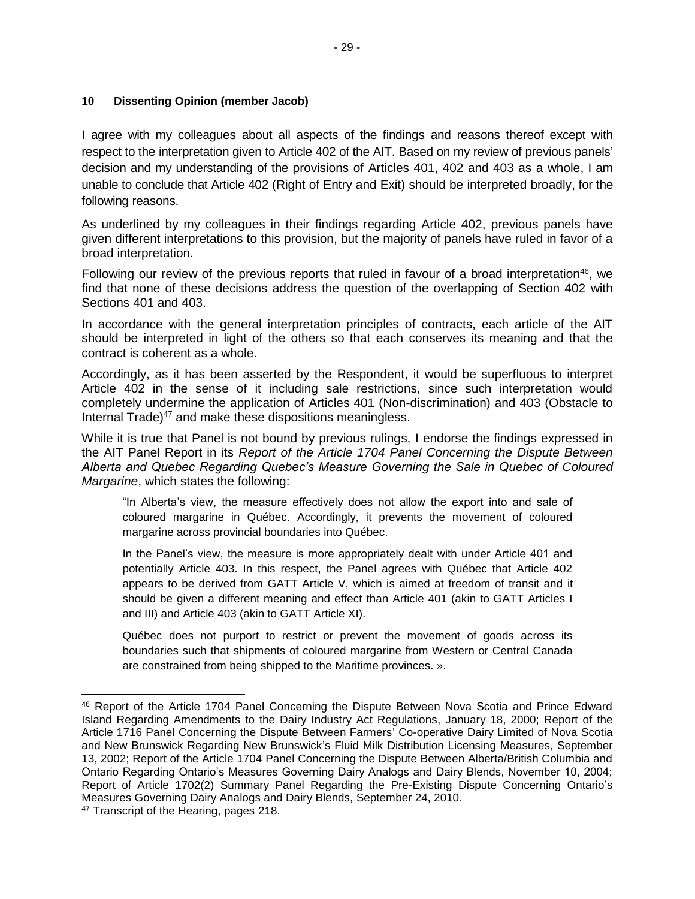## 10 Dissenting Opinion (member Jacob)

I agree with my colleagues about all aspects of the findings and reasons thereof except with respect to the interpretation given to Article 402 of the AIT. Based on my review of previous panels' decision and my understanding of the provisions of Articles 401, 402 and 403 as a whole, I am unable to conclude that Article 402 (Right of Entry and Exit) should be interpreted broadly, for the following reasons.

As underlined by my colleagues in their findings regarding Article 402, previous panels have given different interpretations to this provision, but the majority of panels have ruled in favor of a broad interpretation.

Following our review of the previous reports that ruled in favour of a broad interpretation[46], we find that none of these decisions address the question of the overlapping of Section 402 with Sections 401 and 403.

In accordance with the general interpretation principles of contracts, each article of the AIT should be interpreted in light of the others so that each conserves its meaning and that the contract is coherent as a whole.

Accordingly, as it has been asserted by the Respondent, it would be superfluous to interpret Article 402 in the sense of it including sale restrictions, since such interpretation would completely undermine the application of Articles 401 (Non-discrimination) and 403 (Obstacle to Internal Trade)[47] and make these dispositions meaningless.

While it is true that Panel is not bound by previous rulings, I endorse the findings expressed in the AIT Panel Report in its *Report of the Article 1704 Panel Concerning the Dispute Between Alberta and Quebec Regarding Quebec's Measure Governing the Sale in Quebec of Coloured Margarine*, which states the following:

> "In Alberta's view, the measure effectively does not allow the export into and sale of coloured margarine in Québec. Accordingly, it prevents the movement of coloured margarine across provincial boundaries into Québec.
>
> In the Panel's view, the measure is more appropriately dealt with under Article 401 and potentially Article 403. In this respect, the Panel agrees with Québec that Article 402 appears to be derived from GATT Article V, which is aimed at freedom of transit and it should be given a different meaning and effect than Article 401 (akin to GATT Articles I and III) and Article 403 (akin to GATT Article XI).
>
> Québec does not purport to restrict or prevent the movement of goods across its boundaries such that shipments of coloured margarine from Western or Central Canada are constrained from being shipped to the Maritime provinces. ».

---

[46] Report of the Article 1704 Panel Concerning the Dispute Between Nova Scotia and Prince Edward Island Regarding Amendments to the Dairy Industry Act Regulations, January 18, 2000; Report of the Article 1716 Panel Concerning the Dispute Between Farmers' Co-operative Dairy Limited of Nova Scotia and New Brunswick Regarding New Brunswick's Fluid Milk Distribution Licensing Measures, September 13, 2002; Report of the Article 1704 Panel Concerning the Dispute Between Alberta/British Columbia and Ontario Regarding Ontario's Measures Governing Dairy Analogs and Dairy Blends, November 10, 2004; Report of Article 1702(2) Summary Panel Regarding the Pre-Existing Dispute Concerning Ontario's Measures Governing Dairy Analogs and Dairy Blends, September 24, 2010.

[47] Transcript of the Hearing, pages 218.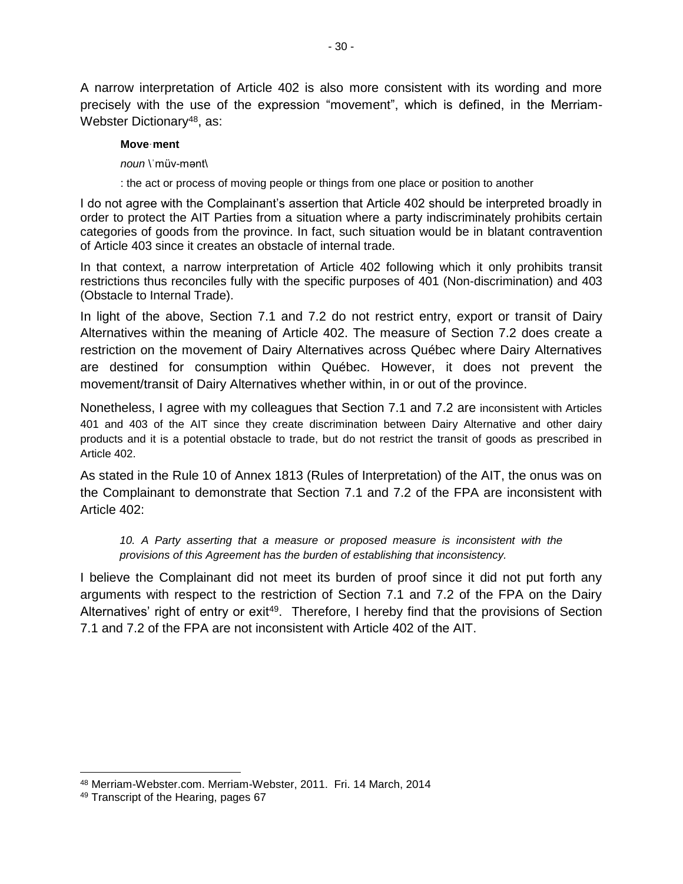A narrow interpretation of Article 402 is also more consistent with its wording and more precisely with the use of the expression "movement", which is defined, in the Merriam-Webster Dictionary[48], as:

> **Move·ment**
>
> *noun* \ˈmüv-mənt\
>
> : the act or process of moving people or things from one place or position to another

I do not agree with the Complainant's assertion that Article 402 should be interpreted broadly in order to protect the AIT Parties from a situation where a party indiscriminately prohibits certain categories of goods from the province. In fact, such situation would be in blatant contravention of Article 403 since it creates an obstacle of internal trade.

In that context, a narrow interpretation of Article 402 following which it only prohibits transit restrictions thus reconciles fully with the specific purposes of 401 (Non-discrimination) and 403 (Obstacle to Internal Trade).

In light of the above, Section 7.1 and 7.2 do not restrict entry, export or transit of Dairy Alternatives within the meaning of Article 402. The measure of Section 7.2 does create a restriction on the movement of Dairy Alternatives across Québec where Dairy Alternatives are destined for consumption within Québec. However, it does not prevent the movement/transit of Dairy Alternatives whether within, in or out of the province.

Nonetheless, I agree with my colleagues that Section 7.1 and 7.2 are inconsistent with Articles 401 and 403 of the AIT since they create discrimination between Dairy Alternative and other dairy products and it is a potential obstacle to trade, but do not restrict the transit of goods as prescribed in Article 402.

As stated in the Rule 10 of Annex 1813 (Rules of Interpretation) of the AIT, the onus was on the Complainant to demonstrate that Section 7.1 and 7.2 of the FPA are inconsistent with Article 402:

> *10. A Party asserting that a measure or proposed measure is inconsistent with the provisions of this Agreement has the burden of establishing that inconsistency.*

I believe the Complainant did not meet its burden of proof since it did not put forth any arguments with respect to the restriction of Section 7.1 and 7.2 of the FPA on the Dairy Alternatives' right of entry or exit[49]. Therefore, I hereby find that the provisions of Section 7.1 and 7.2 of the FPA are not inconsistent with Article 402 of the AIT.

---

[48] Merriam-Webster.com. Merriam-Webster, 2011. Fri. 14 March, 2014

[49] Transcript of the Hearing, pages 67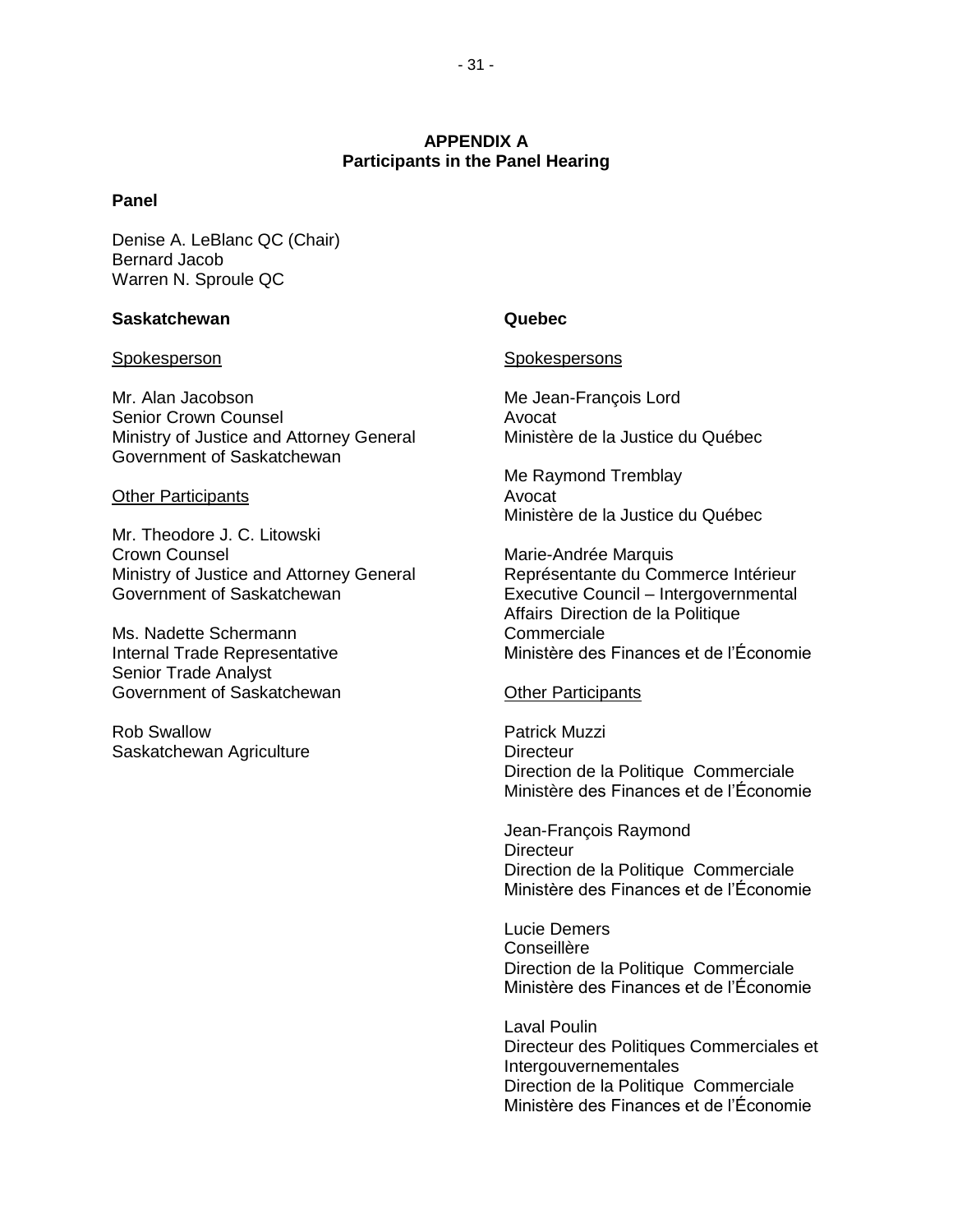**APPENDIX A**
**Participants in the Panel Hearing**

**Panel**

Denise A. LeBlanc QC (Chair)
Bernard Jacob
Warren N. Sproule QC

**Saskatchewan**

Spokesperson

Mr. Alan Jacobson
Senior Crown Counsel
Ministry of Justice and Attorney General
Government of Saskatchewan

Other Participants

Mr. Theodore J. C. Litowski
Crown Counsel
Ministry of Justice and Attorney General
Government of Saskatchewan

Ms. Nadette Schermann
Internal Trade Representative
Senior Trade Analyst
Government of Saskatchewan

Rob Swallow
Saskatchewan Agriculture

**Quebec**

Spokespersons

Me Jean-François Lord
Avocat
Ministère de la Justice du Québec

Me Raymond Tremblay
Avocat
Ministère de la Justice du Québec

Marie-Andrée Marquis
Représentante du Commerce Intérieur
Executive Council – Intergovernmental Affairs Direction de la Politique Commerciale
Ministère des Finances et de l'Économie

Other Participants

Patrick Muzzi
Directeur
Direction de la Politique Commerciale
Ministère des Finances et de l'Économie

Jean-François Raymond
Directeur
Direction de la Politique Commerciale
Ministère des Finances et de l'Économie

Lucie Demers
Conseillère
Direction de la Politique Commerciale
Ministère des Finances et de l'Économie

Laval Poulin
Directeur des Politiques Commerciales et Intergouvernementales
Direction de la Politique Commerciale
Ministère des Finances et de l'Économie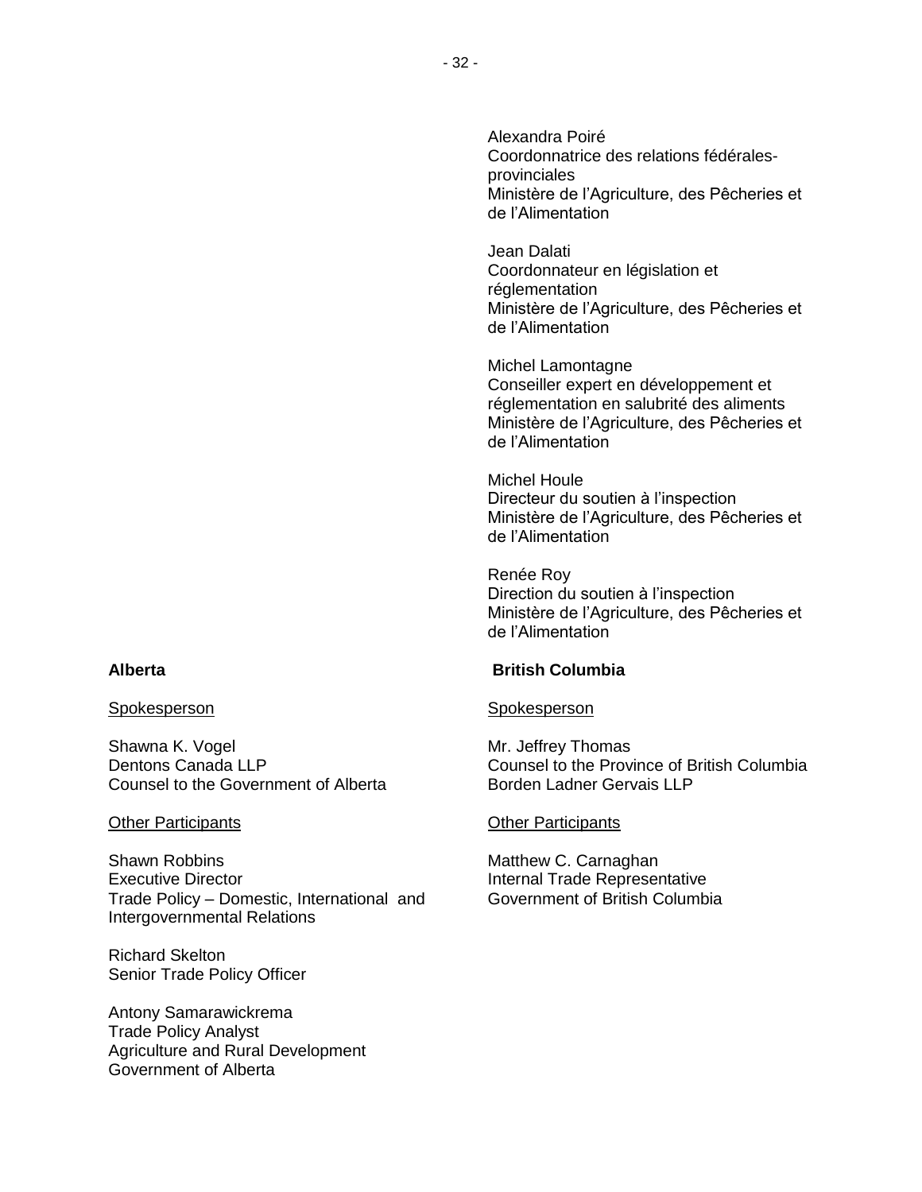Alexandra Poiré
Coordonnatrice des relations fédérales-provinciales
Ministère de l'Agriculture, des Pêcheries et de l'Alimentation

Jean Dalati
Coordonnateur en législation et réglementation
Ministère de l'Agriculture, des Pêcheries et de l'Alimentation

Michel Lamontagne
Conseiller expert en développement et réglementation en salubrité des aliments
Ministère de l'Agriculture, des Pêcheries et de l'Alimentation

Michel Houle
Directeur du soutien à l'inspection
Ministère de l'Agriculture, des Pêcheries et de l'Alimentation

Renée Roy
Direction du soutien à l'inspection
Ministère de l'Agriculture, des Pêcheries et de l'Alimentation

**Alberta**

Spokesperson

Shawna K. Vogel
Dentons Canada LLP
Counsel to the Government of Alberta

Other Participants

Shawn Robbins
Executive Director
Trade Policy – Domestic, International and Intergovernmental Relations

Richard Skelton
Senior Trade Policy Officer

Antony Samarawickrema
Trade Policy Analyst
Agriculture and Rural Development
Government of Alberta

**British Columbia**

Spokesperson

Mr. Jeffrey Thomas
Counsel to the Province of British Columbia
Borden Ladner Gervais LLP

Other Participants

Matthew C. Carnaghan
Internal Trade Representative
Government of British Columbia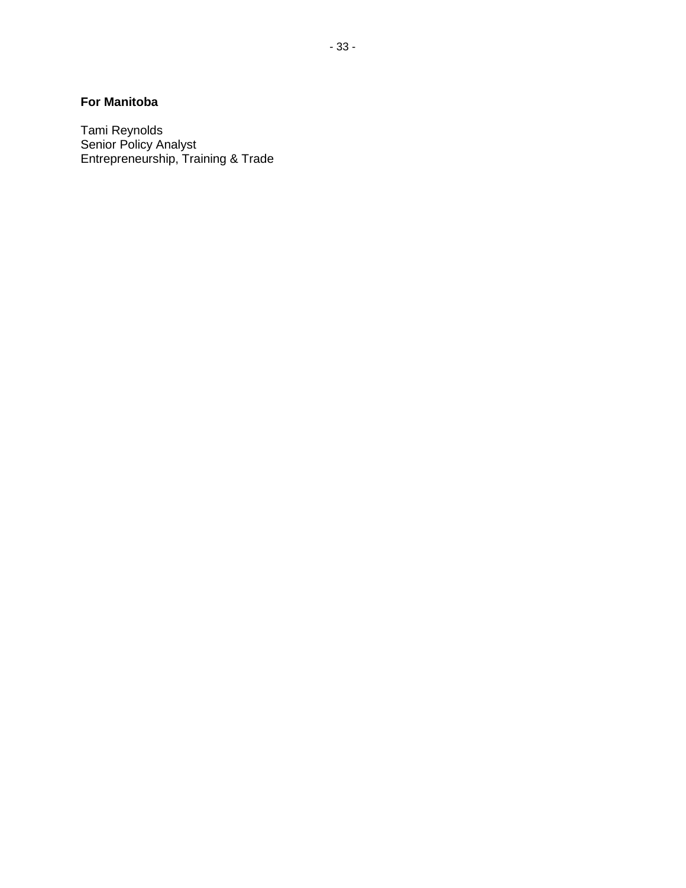**For Manitoba**

Tami Reynolds
Senior Policy Analyst
Entrepreneurship, Training & Trade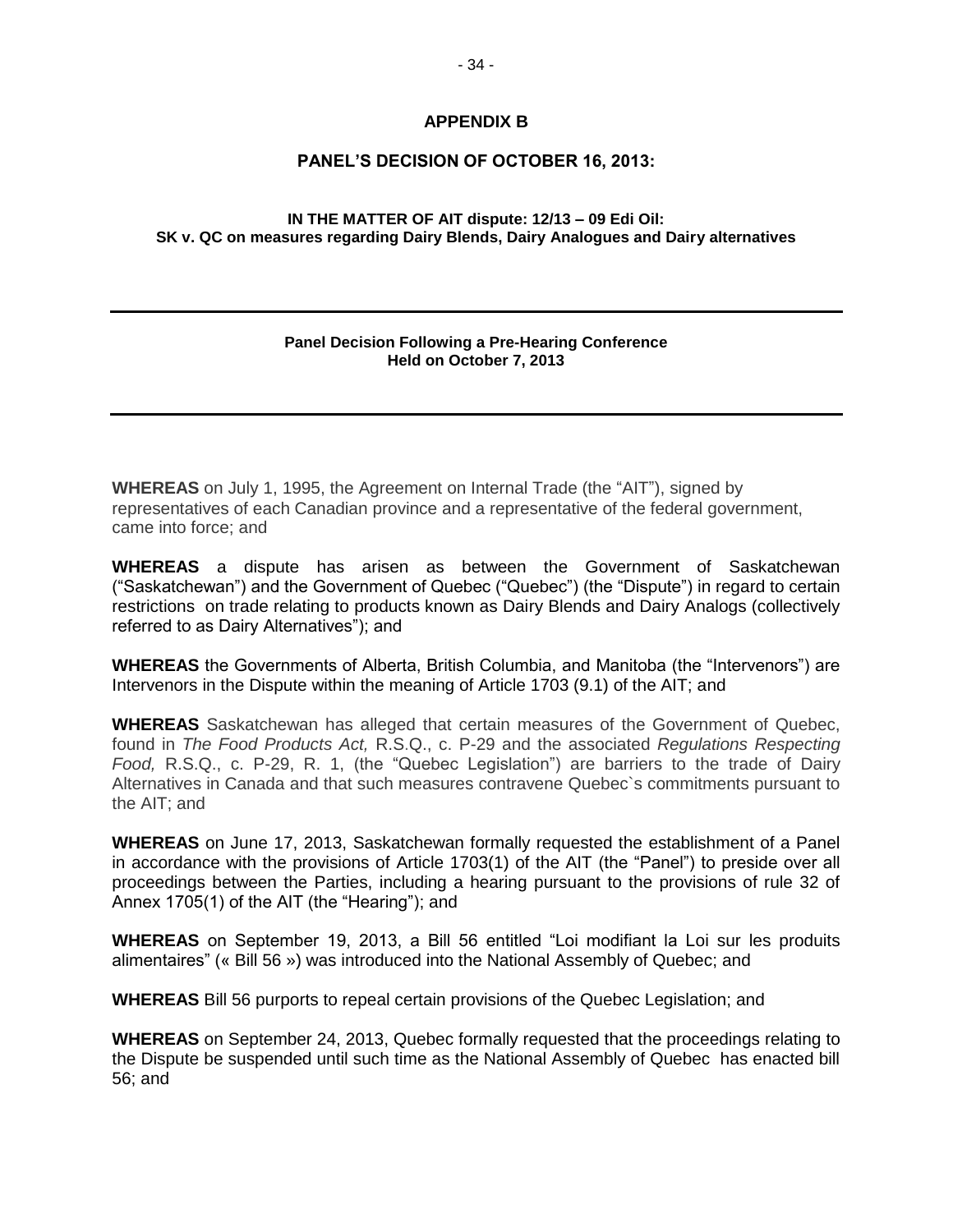## APPENDIX B

## PANEL'S DECISION OF OCTOBER 16, 2013:

**IN THE MATTER OF AIT dispute: 12/13 – 09 Edi Oil:**
**SK v. QC on measures regarding Dairy Blends, Dairy Analogues and Dairy alternatives**

---

**Panel Decision Following a Pre-Hearing Conference**
**Held on October 7, 2013**

---

**WHEREAS** on July 1, 1995, the Agreement on Internal Trade (the "AIT"), signed by representatives of each Canadian province and a representative of the federal government, came into force; and

**WHEREAS** a dispute has arisen as between the Government of Saskatchewan ("Saskatchewan") and the Government of Quebec ("Quebec") (the "Dispute") in regard to certain restrictions on trade relating to products known as Dairy Blends and Dairy Analogs (collectively referred to as Dairy Alternatives"); and

**WHEREAS** the Governments of Alberta, British Columbia, and Manitoba (the "Intervenors") are Intervenors in the Dispute within the meaning of Article 1703 (9.1) of the AIT; and

**WHEREAS** Saskatchewan has alleged that certain measures of the Government of Quebec, found in *The Food Products Act,* R.S.Q., c. P-29 and the associated *Regulations Respecting Food,* R.S.Q., c. P-29, R. 1, (the "Quebec Legislation") are barriers to the trade of Dairy Alternatives in Canada and that such measures contravene Quebec`s commitments pursuant to the AIT; and

**WHEREAS** on June 17, 2013, Saskatchewan formally requested the establishment of a Panel in accordance with the provisions of Article 1703(1) of the AIT (the "Panel") to preside over all proceedings between the Parties, including a hearing pursuant to the provisions of rule 32 of Annex 1705(1) of the AIT (the "Hearing"); and

**WHEREAS** on September 19, 2013, a Bill 56 entitled "Loi modifiant la Loi sur les produits alimentaires" (« Bill 56 ») was introduced into the National Assembly of Quebec; and

**WHEREAS** Bill 56 purports to repeal certain provisions of the Quebec Legislation; and

**WHEREAS** on September 24, 2013, Quebec formally requested that the proceedings relating to the Dispute be suspended until such time as the National Assembly of Quebec has enacted bill 56; and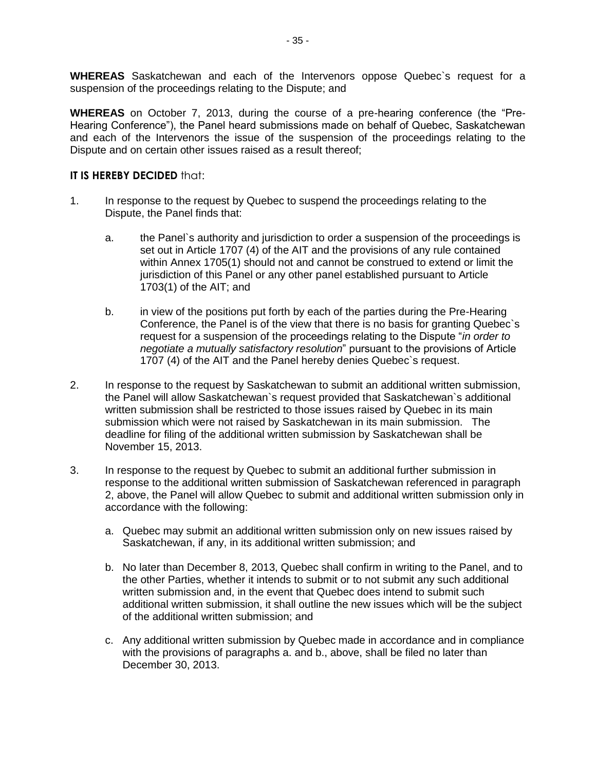**WHEREAS** Saskatchewan and each of the Intervenors oppose Quebec`s request for a suspension of the proceedings relating to the Dispute; and

**WHEREAS** on October 7, 2013, during the course of a pre-hearing conference (the "Pre-Hearing Conference"), the Panel heard submissions made on behalf of Quebec, Saskatchewan and each of the Intervenors the issue of the suspension of the proceedings relating to the Dispute and on certain other issues raised as a result thereof;

**IT IS HEREBY DECIDED** that:

1. In response to the request by Quebec to suspend the proceedings relating to the Dispute, the Panel finds that:

   a. the Panel`s authority and jurisdiction to order a suspension of the proceedings is set out in Article 1707 (4) of the AIT and the provisions of any rule contained within Annex 1705(1) should not and cannot be construed to extend or limit the jurisdiction of this Panel or any other panel established pursuant to Article 1703(1) of the AIT; and

   b. in view of the positions put forth by each of the parties during the Pre-Hearing Conference, the Panel is of the view that there is no basis for granting Quebec`s request for a suspension of the proceedings relating to the Dispute "*in order to negotiate a mutually satisfactory resolution*" pursuant to the provisions of Article 1707 (4) of the AIT and the Panel hereby denies Quebec`s request.

2. In response to the request by Saskatchewan to submit an additional written submission, the Panel will allow Saskatchewan`s request provided that Saskatchewan`s additional written submission shall be restricted to those issues raised by Quebec in its main submission which were not raised by Saskatchewan in its main submission. The deadline for filing of the additional written submission by Saskatchewan shall be November 15, 2013.

3. In response to the request by Quebec to submit an additional further submission in response to the additional written submission of Saskatchewan referenced in paragraph 2, above, the Panel will allow Quebec to submit and additional written submission only in accordance with the following:

   a. Quebec may submit an additional written submission only on new issues raised by Saskatchewan, if any, in its additional written submission; and

   b. No later than December 8, 2013, Quebec shall confirm in writing to the Panel, and to the other Parties, whether it intends to submit or to not submit any such additional written submission and, in the event that Quebec does intend to submit such additional written submission, it shall outline the new issues which will be the subject of the additional written submission; and

   c. Any additional written submission by Quebec made in accordance and in compliance with the provisions of paragraphs a. and b., above, shall be filed no later than December 30, 2013.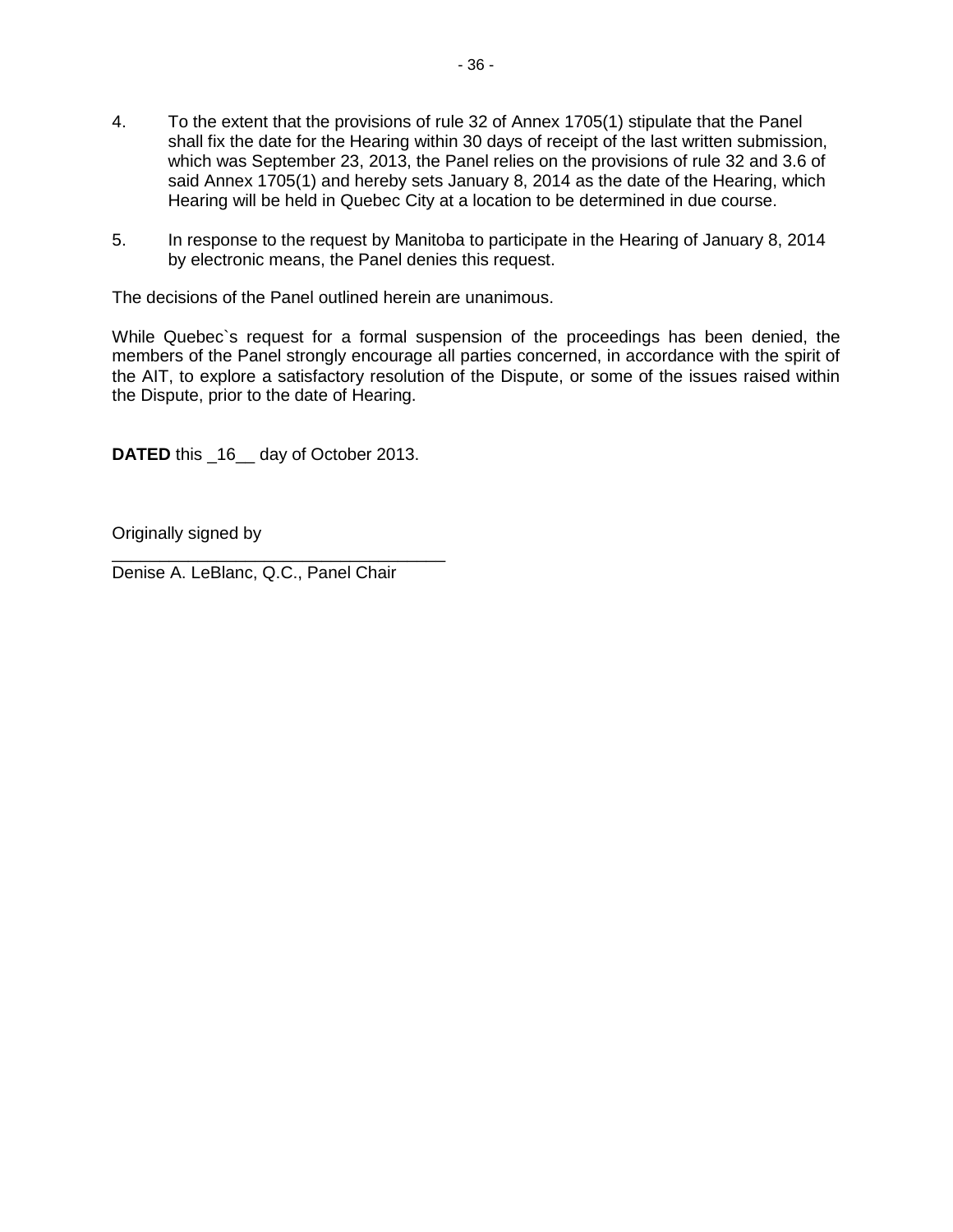4. To the extent that the provisions of rule 32 of Annex 1705(1) stipulate that the Panel shall fix the date for the Hearing within 30 days of receipt of the last written submission, which was September 23, 2013, the Panel relies on the provisions of rule 32 and 3.6 of said Annex 1705(1) and hereby sets January 8, 2014 as the date of the Hearing, which Hearing will be held in Quebec City at a location to be determined in due course.

5. In response to the request by Manitoba to participate in the Hearing of January 8, 2014 by electronic means, the Panel denies this request.

The decisions of the Panel outlined herein are unanimous.

While Quebec`s request for a formal suspension of the proceedings has been denied, the members of the Panel strongly encourage all parties concerned, in accordance with the spirit of the AIT, to explore a satisfactory resolution of the Dispute, or some of the issues raised within the Dispute, prior to the date of Hearing.

**DATED** this _16__ day of October 2013.

Originally signed by

___________________________________

Denise A. LeBlanc, Q.C., Panel Chair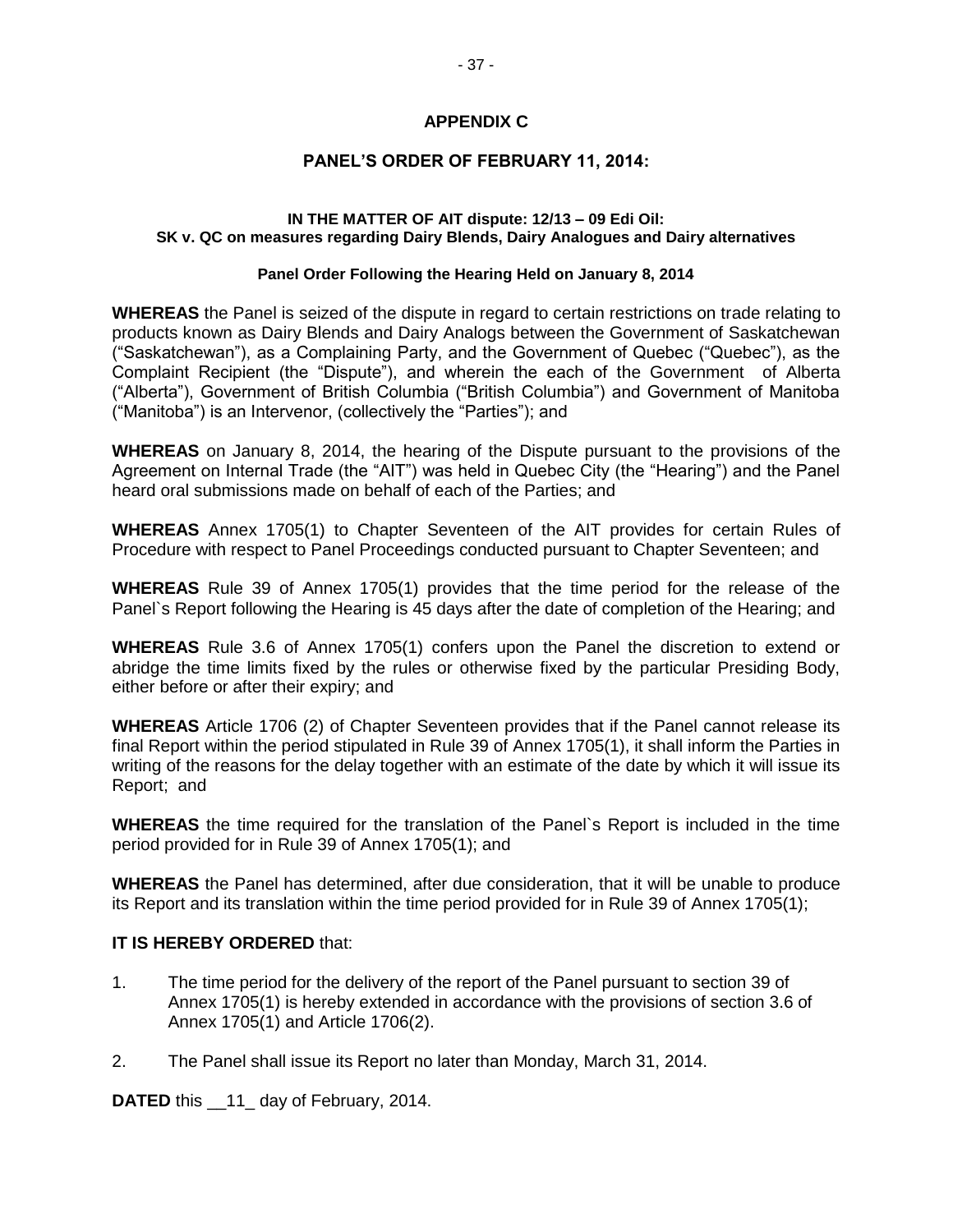## APPENDIX C

## PANEL'S ORDER OF FEBRUARY 11, 2014:

**IN THE MATTER OF AIT dispute: 12/13 – 09 Edi Oil:**
**SK v. QC on measures regarding Dairy Blends, Dairy Analogues and Dairy alternatives**

**Panel Order Following the Hearing Held on January 8, 2014**

**WHEREAS** the Panel is seized of the dispute in regard to certain restrictions on trade relating to products known as Dairy Blends and Dairy Analogs between the Government of Saskatchewan ("Saskatchewan"), as a Complaining Party, and the Government of Quebec ("Quebec"), as the Complaint Recipient (the "Dispute"), and wherein the each of the Government of Alberta ("Alberta"), Government of British Columbia ("British Columbia") and Government of Manitoba ("Manitoba") is an Intervenor, (collectively the "Parties"); and

**WHEREAS** on January 8, 2014, the hearing of the Dispute pursuant to the provisions of the Agreement on Internal Trade (the "AIT") was held in Quebec City (the "Hearing") and the Panel heard oral submissions made on behalf of each of the Parties; and

**WHEREAS** Annex 1705(1) to Chapter Seventeen of the AIT provides for certain Rules of Procedure with respect to Panel Proceedings conducted pursuant to Chapter Seventeen; and

**WHEREAS** Rule 39 of Annex 1705(1) provides that the time period for the release of the Panel`s Report following the Hearing is 45 days after the date of completion of the Hearing; and

**WHEREAS** Rule 3.6 of Annex 1705(1) confers upon the Panel the discretion to extend or abridge the time limits fixed by the rules or otherwise fixed by the particular Presiding Body, either before or after their expiry; and

**WHEREAS** Article 1706 (2) of Chapter Seventeen provides that if the Panel cannot release its final Report within the period stipulated in Rule 39 of Annex 1705(1), it shall inform the Parties in writing of the reasons for the delay together with an estimate of the date by which it will issue its Report; and

**WHEREAS** the time required for the translation of the Panel`s Report is included in the time period provided for in Rule 39 of Annex 1705(1); and

**WHEREAS** the Panel has determined, after due consideration, that it will be unable to produce its Report and its translation within the time period provided for in Rule 39 of Annex 1705(1);

**IT IS HEREBY ORDERED** that:

1. The time period for the delivery of the report of the Panel pursuant to section 39 of Annex 1705(1) is hereby extended in accordance with the provisions of section 3.6 of Annex 1705(1) and Article 1706(2).

2. The Panel shall issue its Report no later than Monday, March 31, 2014.

**DATED** this \_\_11\_ day of February, 2014.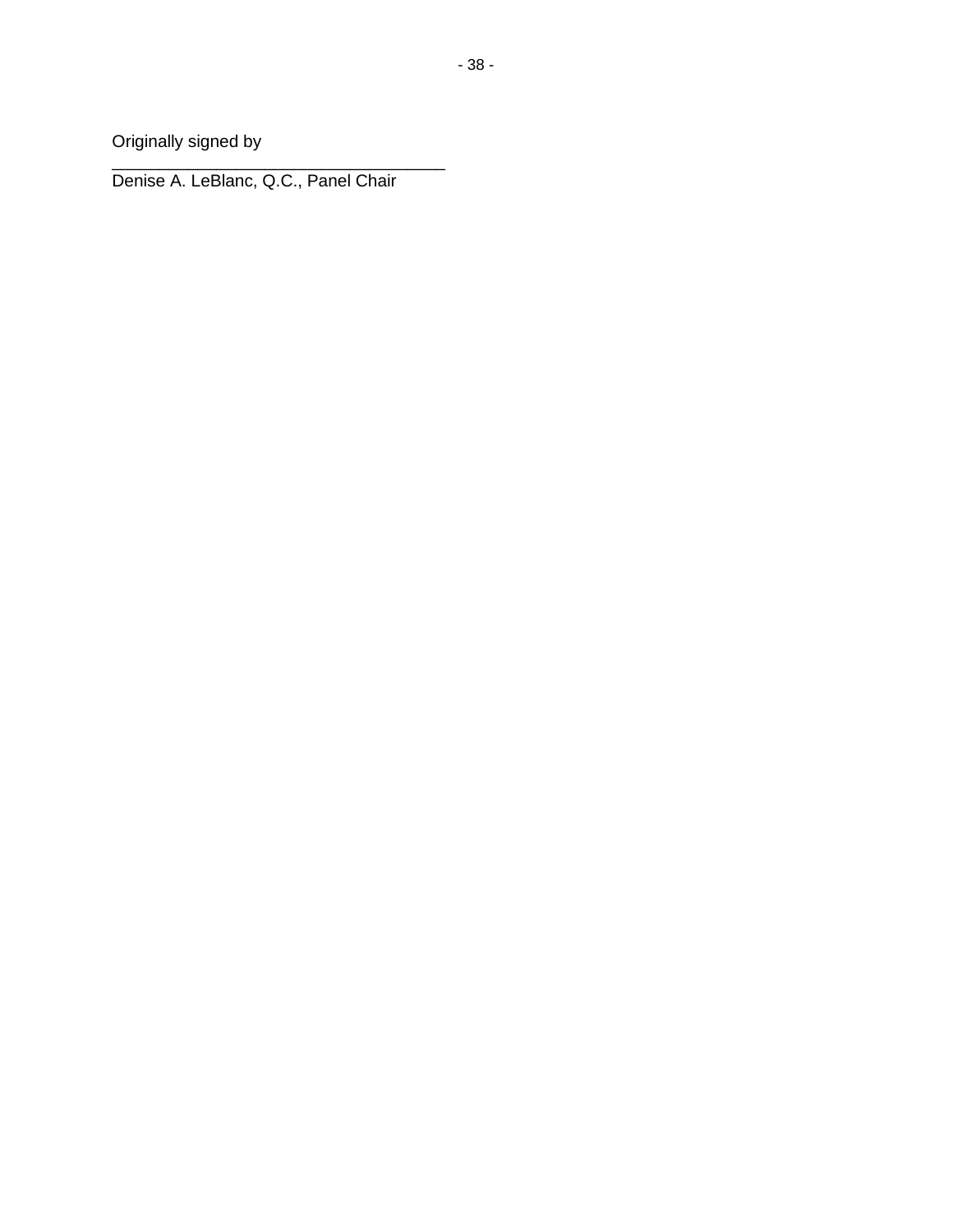Originally signed by

___________________________________

Denise A. LeBlanc, Q.C., Panel Chair